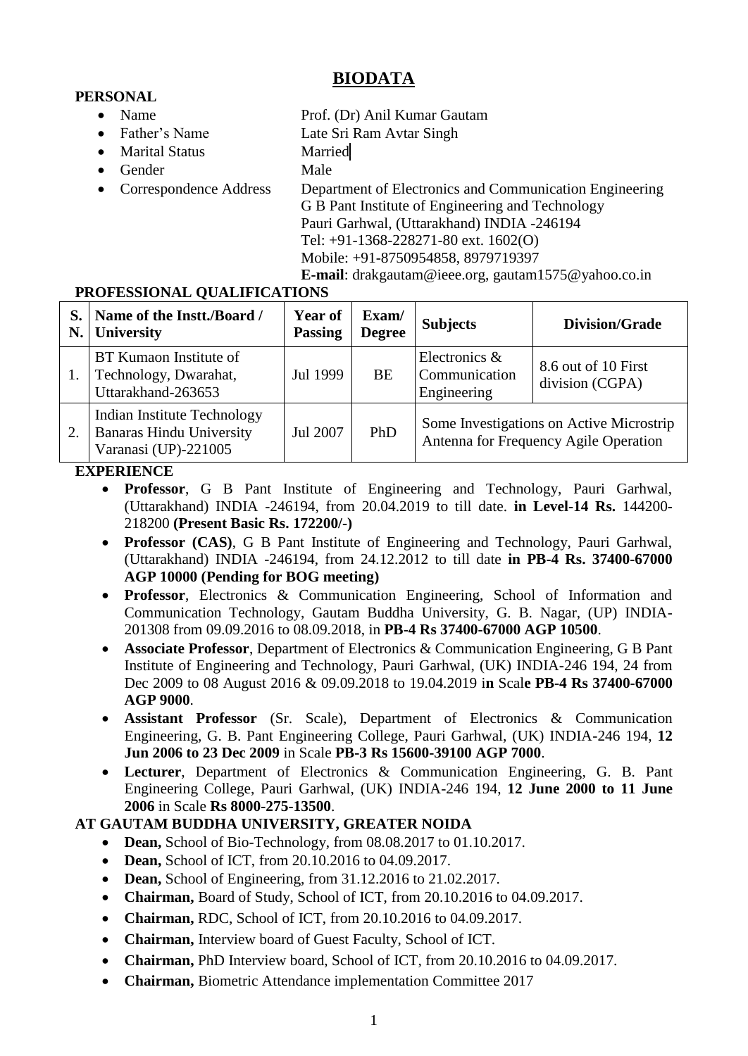# BIODATA

## PERSONAL

- Name: Prof. (Dr) Anil Kumar Gautam
- Father's Name: Late Sri Ram Avtar Singh
- Marital Status: Married
- Gender: Male
- Correspondence Address: Department of Electronics and Communication Engineering  
  G B Pant Institute of Engineering and Technology  
  Pauri Garhwal, (Uttarakhand) INDIA -246194  
  Tel: +91-1368-228271-80 ext. 1602(O)  
  Mobile: +91-8750954858, 8979719397  
  **E-mail**: drakgautam@ieee.org, gautam1575@yahoo.co.in

## PROFESSIONAL QUALIFICATIONS

| S. N. | Name of the Instt./Board / University | Year of Passing | Exam/ Degree | Subjects | Division/Grade |
|---|---|---|---|---|---|
| 1. | BT Kumaon Institute of Technology, Dwarahat, Uttarakhand-263653 | Jul 1999 | BE | Electronics & Communication Engineering | 8.6 out of 10 First division (CGPA) |
| 2. | Indian Institute Technology Banaras Hindu University Varanasi (UP)-221005 | Jul 2007 | PhD | Some Investigations on Active Microstrip Antenna for Frequency Agile Operation | |

## EXPERIENCE

- **Professor**, G B Pant Institute of Engineering and Technology, Pauri Garhwal, (Uttarakhand) INDIA -246194, from 20.04.2019 to till date. **in Level-14 Rs.** 144200-218200 **(Present Basic Rs. 172200/-)**
- **Professor (CAS)**, G B Pant Institute of Engineering and Technology, Pauri Garhwal, (Uttarakhand) INDIA -246194, from 24.12.2012 to till date **in PB-4 Rs. 37400-67000 AGP 10000 (Pending for BOG meeting)**
- **Professor**, Electronics & Communication Engineering, School of Information and Communication Technology, Gautam Buddha University, G. B. Nagar, (UP) INDIA-201308 from 09.09.2016 to 08.09.2018, in **PB-4 Rs 37400-67000 AGP 10500**.
- **Associate Professor**, Department of Electronics & Communication Engineering, G B Pant Institute of Engineering and Technology, Pauri Garhwal, (UK) INDIA-246 194, 24 from Dec 2009 to 08 August 2016 & 09.09.2018 to 19.04.2019 i**n** Scal**e PB-4 Rs 37400-67000 AGP 9000**.
- **Assistant Professor** (Sr. Scale), Department of Electronics & Communication Engineering, G. B. Pant Engineering College, Pauri Garhwal, (UK) INDIA-246 194, **12 Jun 2006 to 23 Dec 2009** in Scale **PB-3 Rs 15600-39100 AGP 7000**.
- **Lecturer**, Department of Electronics & Communication Engineering, G. B. Pant Engineering College, Pauri Garhwal, (UK) INDIA-246 194, **12 June 2000 to 11 June 2006** in Scale **Rs 8000-275-13500**.

## AT GAUTAM BUDDHA UNIVERSITY, GREATER NOIDA

- **Dean,** School of Bio-Technology, from 08.08.2017 to 01.10.2017.
- **Dean,** School of ICT, from 20.10.2016 to 04.09.2017.
- **Dean,** School of Engineering, from 31.12.2016 to 21.02.2017.
- **Chairman,** Board of Study, School of ICT, from 20.10.2016 to 04.09.2017.
- **Chairman,** RDC, School of ICT, from 20.10.2016 to 04.09.2017.
- **Chairman,** Interview board of Guest Faculty, School of ICT.
- **Chairman,** PhD Interview board, School of ICT, from 20.10.2016 to 04.09.2017.
- **Chairman,** Biometric Attendance implementation Committee 2017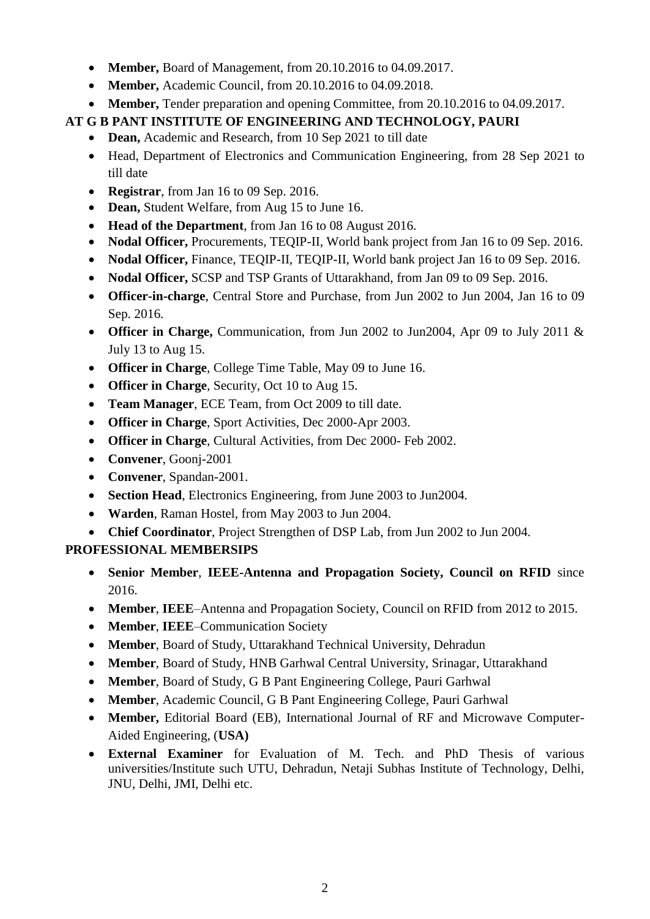- **Member,** Board of Management, from 20.10.2016 to 04.09.2017.
- **Member,** Academic Council, from 20.10.2016 to 04.09.2018.
- **Member,** Tender preparation and opening Committee, from 20.10.2016 to 04.09.2017.

**AT G B PANT INSTITUTE OF ENGINEERING AND TECHNOLOGY, PAURI**

- **Dean,** Academic and Research, from 10 Sep 2021 to till date
- Head, Department of Electronics and Communication Engineering, from 28 Sep 2021 to till date
- **Registrar**, from Jan 16 to 09 Sep. 2016.
- **Dean,** Student Welfare, from Aug 15 to June 16.
- **Head of the Department**, from Jan 16 to 08 August 2016.
- **Nodal Officer,** Procurements, TEQIP-II, World bank project from Jan 16 to 09 Sep. 2016.
- **Nodal Officer,** Finance, TEQIP-II, TEQIP-II, World bank project Jan 16 to 09 Sep. 2016.
- **Nodal Officer,** SCSP and TSP Grants of Uttarakhand, from Jan 09 to 09 Sep. 2016.
- **Officer-in-charge**, Central Store and Purchase, from Jun 2002 to Jun 2004, Jan 16 to 09 Sep. 2016.
- **Officer in Charge,** Communication, from Jun 2002 to Jun2004, Apr 09 to July 2011 & July 13 to Aug 15.
- **Officer in Charge**, College Time Table, May 09 to June 16.
- **Officer in Charge**, Security, Oct 10 to Aug 15.
- **Team Manager**, ECE Team, from Oct 2009 to till date.
- **Officer in Charge**, Sport Activities, Dec 2000-Apr 2003.
- **Officer in Charge**, Cultural Activities, from Dec 2000- Feb 2002.
- **Convener**, Goonj-2001
- **Convener**, Spandan-2001.
- **Section Head**, Electronics Engineering, from June 2003 to Jun2004.
- **Warden**, Raman Hostel, from May 2003 to Jun 2004.
- **Chief Coordinator**, Project Strengthen of DSP Lab, from Jun 2002 to Jun 2004.

**PROFESSIONAL MEMBERSIPS**

- **Senior Member**, **IEEE-Antenna and Propagation Society, Council on RFID** since 2016.
- **Member**, **IEEE**–Antenna and Propagation Society, Council on RFID from 2012 to 2015.
- **Member**, **IEEE**–Communication Society
- **Member**, Board of Study, Uttarakhand Technical University, Dehradun
- **Member**, Board of Study, HNB Garhwal Central University, Srinagar, Uttarakhand
- **Member**, Board of Study, G B Pant Engineering College, Pauri Garhwal
- **Member**, Academic Council, G B Pant Engineering College, Pauri Garhwal
- **Member,** Editorial Board (EB), International Journal of RF and Microwave Computer-Aided Engineering, (**USA)**
- **External Examiner** for Evaluation of M. Tech. and PhD Thesis of various universities/Institute such UTU, Dehradun, Netaji Subhas Institute of Technology, Delhi, JNU, Delhi, JMI, Delhi etc.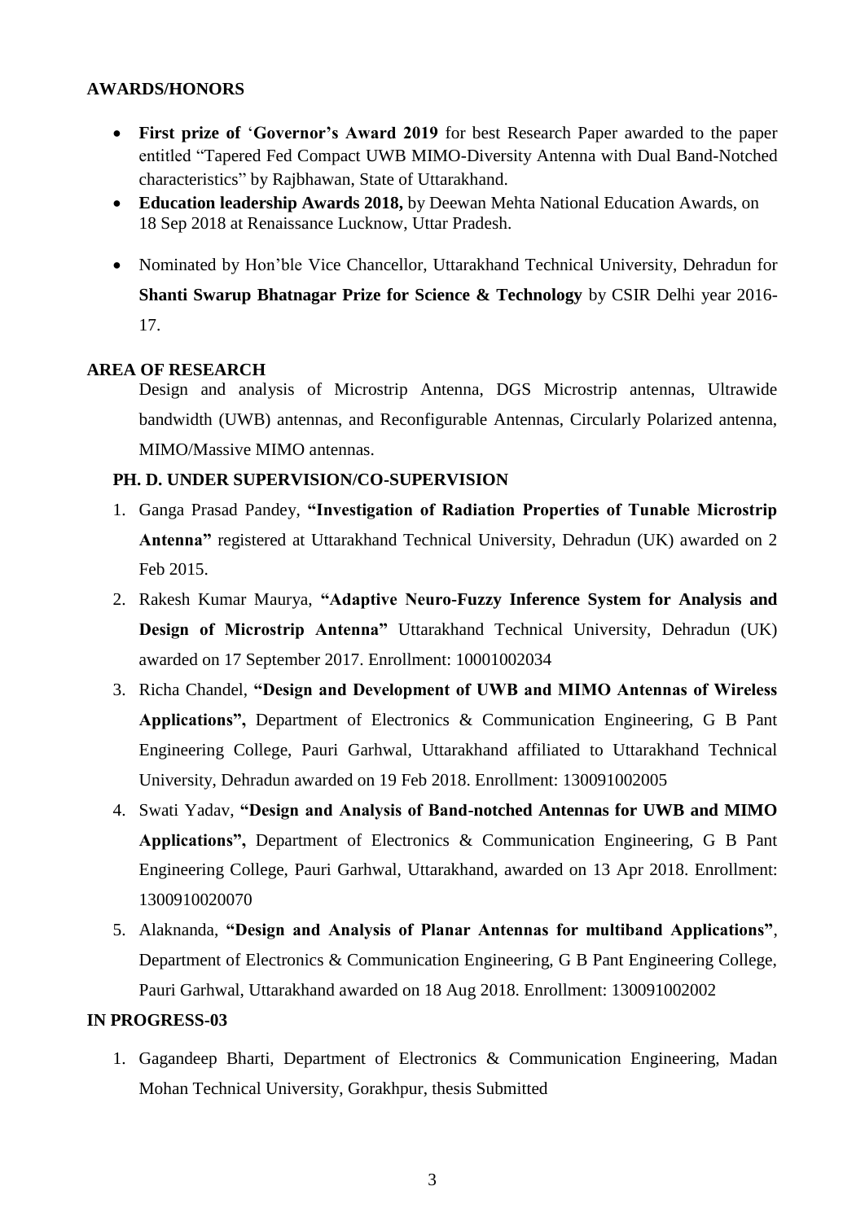## AWARDS/HONORS

- **First prize of** '**Governor's Award 2019** for best Research Paper awarded to the paper entitled "Tapered Fed Compact UWB MIMO-Diversity Antenna with Dual Band-Notched characteristics" by Rajbhawan, State of Uttarakhand.
- **Education leadership Awards 2018,** by Deewan Mehta National Education Awards, on 18 Sep 2018 at Renaissance Lucknow, Uttar Pradesh.
- Nominated by Hon'ble Vice Chancellor, Uttarakhand Technical University, Dehradun for **Shanti Swarup Bhatnagar Prize for Science & Technology** by CSIR Delhi year 2016-17.

## AREA OF RESEARCH

Design and analysis of Microstrip Antenna, DGS Microstrip antennas, Ultrawide bandwidth (UWB) antennas, and Reconfigurable Antennas, Circularly Polarized antenna, MIMO/Massive MIMO antennas.

### PH. D. UNDER SUPERVISION/CO-SUPERVISION

1. Ganga Prasad Pandey, **"Investigation of Radiation Properties of Tunable Microstrip Antenna"** registered at Uttarakhand Technical University, Dehradun (UK) awarded on 2 Feb 2015.
2. Rakesh Kumar Maurya, **"Adaptive Neuro-Fuzzy Inference System for Analysis and Design of Microstrip Antenna"** Uttarakhand Technical University, Dehradun (UK) awarded on 17 September 2017. Enrollment: 10001002034
3. Richa Chandel, **"Design and Development of UWB and MIMO Antennas of Wireless Applications",** Department of Electronics & Communication Engineering, G B Pant Engineering College, Pauri Garhwal, Uttarakhand affiliated to Uttarakhand Technical University, Dehradun awarded on 19 Feb 2018. Enrollment: 130091002005
4. Swati Yadav, **"Design and Analysis of Band-notched Antennas for UWB and MIMO Applications",** Department of Electronics & Communication Engineering, G B Pant Engineering College, Pauri Garhwal, Uttarakhand, awarded on 13 Apr 2018. Enrollment: 1300910020070
5. Alaknanda, **"Design and Analysis of Planar Antennas for multiband Applications"**, Department of Electronics & Communication Engineering, G B Pant Engineering College, Pauri Garhwal, Uttarakhand awarded on 18 Aug 2018. Enrollment: 130091002002

## IN PROGRESS-03

1. Gagandeep Bharti, Department of Electronics & Communication Engineering, Madan Mohan Technical University, Gorakhpur, thesis Submitted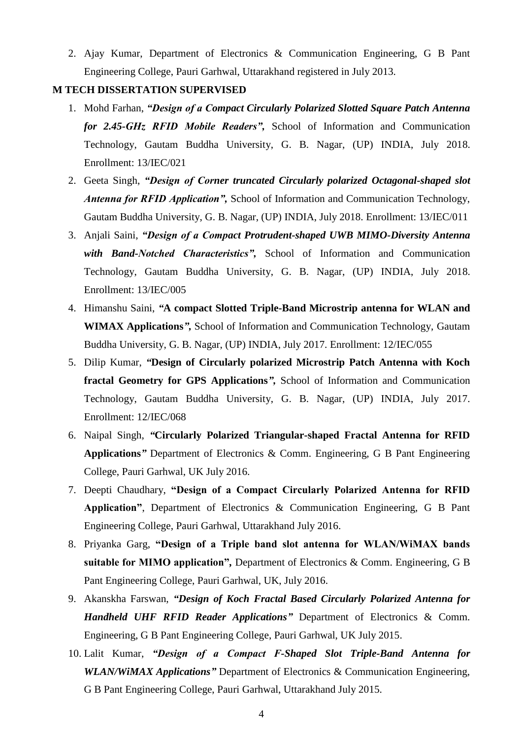2. Ajay Kumar, Department of Electronics & Communication Engineering, G B Pant Engineering College, Pauri Garhwal, Uttarakhand registered in July 2013.

**M TECH DISSERTATION SUPERVISED**

1. Mohd Farhan, ***"Design of a Compact Circularly Polarized Slotted Square Patch Antenna for 2.45-GHz RFID Mobile Readers",*** School of Information and Communication Technology, Gautam Buddha University, G. B. Nagar, (UP) INDIA, July 2018. Enrollment: 13/IEC/021
2. Geeta Singh, ***"Design of Corner truncated Circularly polarized Octagonal-shaped slot Antenna for RFID Application",*** School of Information and Communication Technology, Gautam Buddha University, G. B. Nagar, (UP) INDIA, July 2018. Enrollment: 13/IEC/011
3. Anjali Saini, ***"Design of a Compact Protrudent-shaped UWB MIMO-Diversity Antenna with Band-Notched Characteristics",*** School of Information and Communication Technology, Gautam Buddha University, G. B. Nagar, (UP) INDIA, July 2018. Enrollment: 13/IEC/005
4. Himanshu Saini, **"A compact Slotted Triple-Band Microstrip antenna for WLAN and WIMAX Applications",** School of Information and Communication Technology, Gautam Buddha University, G. B. Nagar, (UP) INDIA, July 2017. Enrollment: 12/IEC/055
5. Dilip Kumar, **"Design of Circularly polarized Microstrip Patch Antenna with Koch fractal Geometry for GPS Applications",** School of Information and Communication Technology, Gautam Buddha University, G. B. Nagar, (UP) INDIA, July 2017. Enrollment: 12/IEC/068
6. Naipal Singh, **"Circularly Polarized Triangular-shaped Fractal Antenna for RFID Applications"** Department of Electronics & Comm. Engineering, G B Pant Engineering College, Pauri Garhwal, UK July 2016.
7. Deepti Chaudhary, **"Design of a Compact Circularly Polarized Antenna for RFID Application"**, Department of Electronics & Communication Engineering, G B Pant Engineering College, Pauri Garhwal, Uttarakhand July 2016.
8. Priyanka Garg, **"Design of a Triple band slot antenna for WLAN/WiMAX bands suitable for MIMO application",** Department of Electronics & Comm. Engineering, G B Pant Engineering College, Pauri Garhwal, UK, July 2016.
9. Akanskha Farswan, ***"Design of Koch Fractal Based Circularly Polarized Antenna for Handheld UHF RFID Reader Applications"*** Department of Electronics & Comm. Engineering, G B Pant Engineering College, Pauri Garhwal, UK July 2015.
10. Lalit Kumar, ***"Design of a Compact F-Shaped Slot Triple-Band Antenna for WLAN/WiMAX Applications"*** Department of Electronics & Communication Engineering, G B Pant Engineering College, Pauri Garhwal, Uttarakhand July 2015.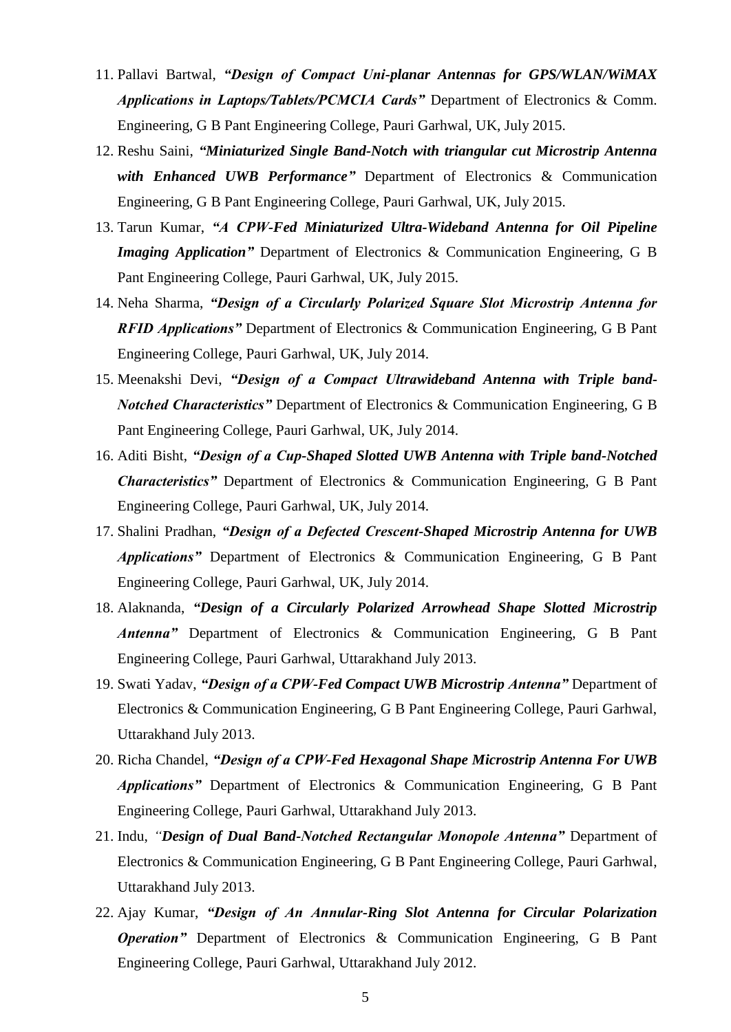11. Pallavi Bartwal, ***"Design of Compact Uni-planar Antennas for GPS/WLAN/WiMAX Applications in Laptops/Tablets/PCMCIA Cards"*** Department of Electronics & Comm. Engineering, G B Pant Engineering College, Pauri Garhwal, UK, July 2015.
12. Reshu Saini, ***"Miniaturized Single Band-Notch with triangular cut Microstrip Antenna with Enhanced UWB Performance"*** Department of Electronics & Communication Engineering, G B Pant Engineering College, Pauri Garhwal, UK, July 2015.
13. Tarun Kumar, ***"A CPW-Fed Miniaturized Ultra-Wideband Antenna for Oil Pipeline Imaging Application"*** Department of Electronics & Communication Engineering, G B Pant Engineering College, Pauri Garhwal, UK, July 2015.
14. Neha Sharma, ***"Design of a Circularly Polarized Square Slot Microstrip Antenna for RFID Applications"*** Department of Electronics & Communication Engineering, G B Pant Engineering College, Pauri Garhwal, UK, July 2014.
15. Meenakshi Devi, ***"Design of a Compact Ultrawideband Antenna with Triple band-Notched Characteristics"*** Department of Electronics & Communication Engineering, G B Pant Engineering College, Pauri Garhwal, UK, July 2014.
16. Aditi Bisht, ***"Design of a Cup-Shaped Slotted UWB Antenna with Triple band-Notched Characteristics"*** Department of Electronics & Communication Engineering, G B Pant Engineering College, Pauri Garhwal, UK, July 2014.
17. Shalini Pradhan, ***"Design of a Defected Crescent-Shaped Microstrip Antenna for UWB Applications"*** Department of Electronics & Communication Engineering, G B Pant Engineering College, Pauri Garhwal, UK, July 2014.
18. Alaknanda, ***"Design of a Circularly Polarized Arrowhead Shape Slotted Microstrip Antenna"*** Department of Electronics & Communication Engineering, G B Pant Engineering College, Pauri Garhwal, Uttarakhand July 2013.
19. Swati Yadav, ***"Design of a CPW-Fed Compact UWB Microstrip Antenna"*** Department of Electronics & Communication Engineering, G B Pant Engineering College, Pauri Garhwal, Uttarakhand July 2013.
20. Richa Chandel, ***"Design of a CPW-Fed Hexagonal Shape Microstrip Antenna For UWB Applications"*** Department of Electronics & Communication Engineering, G B Pant Engineering College, Pauri Garhwal, Uttarakhand July 2013.
21. Indu, ***"Design of Dual Band-Notched Rectangular Monopole Antenna"*** Department of Electronics & Communication Engineering, G B Pant Engineering College, Pauri Garhwal, Uttarakhand July 2013.
22. Ajay Kumar, ***"Design of An Annular-Ring Slot Antenna for Circular Polarization Operation"*** Department of Electronics & Communication Engineering, G B Pant Engineering College, Pauri Garhwal, Uttarakhand July 2012.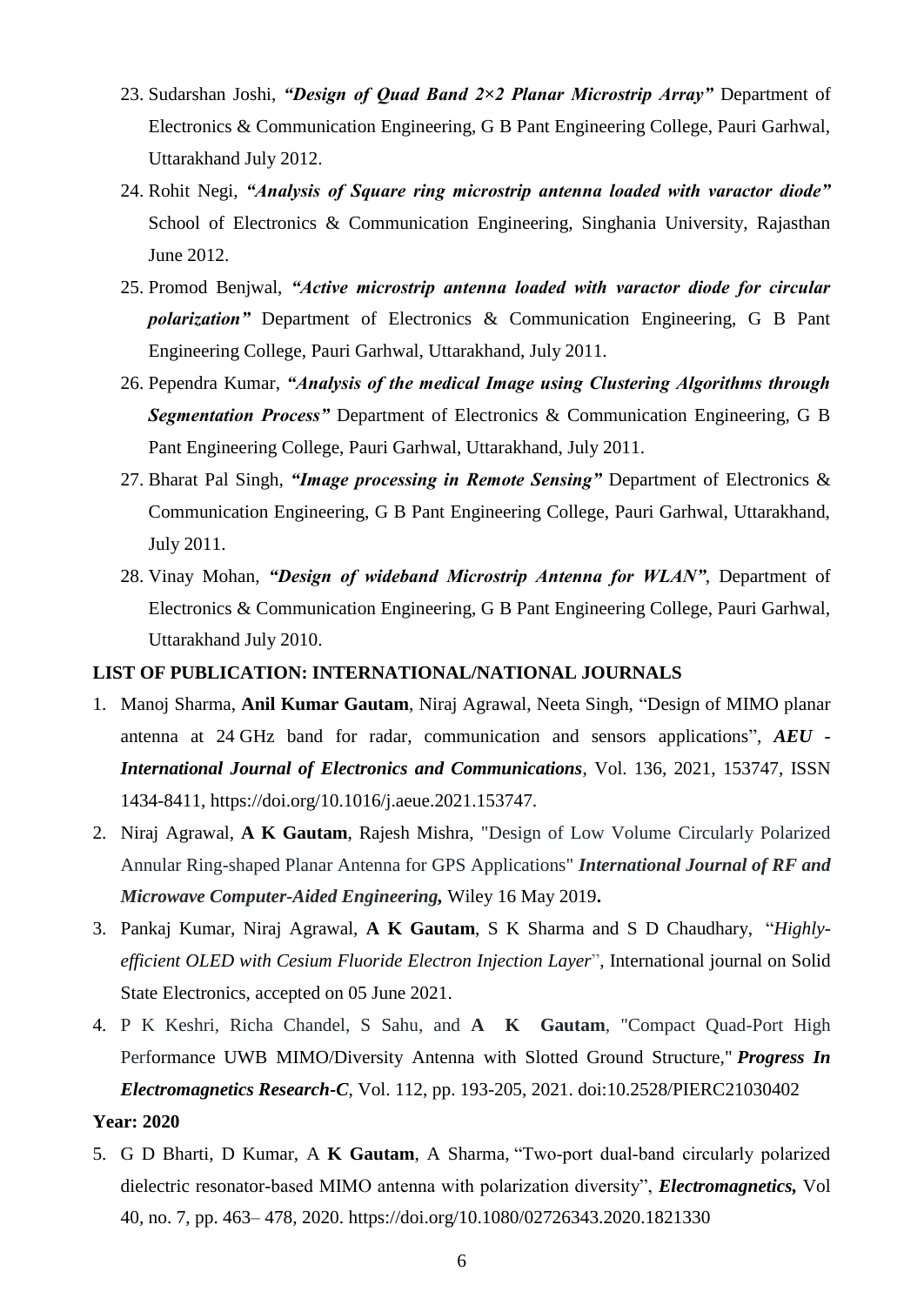23. Sudarshan Joshi, ***"Design of Quad Band 2×2 Planar Microstrip Array"*** Department of Electronics & Communication Engineering, G B Pant Engineering College, Pauri Garhwal, Uttarakhand July 2012.
24. Rohit Negi, ***"Analysis of Square ring microstrip antenna loaded with varactor diode"*** School of Electronics & Communication Engineering, Singhania University, Rajasthan June 2012.
25. Promod Benjwal, ***"Active microstrip antenna loaded with varactor diode for circular polarization"*** Department of Electronics & Communication Engineering, G B Pant Engineering College, Pauri Garhwal, Uttarakhand, July 2011.
26. Pependra Kumar, ***"Analysis of the medical Image using Clustering Algorithms through Segmentation Process"*** Department of Electronics & Communication Engineering, G B Pant Engineering College, Pauri Garhwal, Uttarakhand, July 2011.
27. Bharat Pal Singh, ***"Image processing in Remote Sensing"*** Department of Electronics & Communication Engineering, G B Pant Engineering College, Pauri Garhwal, Uttarakhand, July 2011.
28. Vinay Mohan, ***"Design of wideband Microstrip Antenna for WLAN"***, Department of Electronics & Communication Engineering, G B Pant Engineering College, Pauri Garhwal, Uttarakhand July 2010.

**LIST OF PUBLICATION: INTERNATIONAL/NATIONAL JOURNALS**

1. Manoj Sharma, **Anil Kumar Gautam**, Niraj Agrawal, Neeta Singh, "Design of MIMO planar antenna at 24 GHz band for radar, communication and sensors applications", ***AEU - International Journal of Electronics and Communications***, Vol. 136, 2021, 153747, ISSN 1434-8411, https://doi.org/10.1016/j.aeue.2021.153747.
2. Niraj Agrawal, **A K Gautam**, Rajesh Mishra, "Design of Low Volume Circularly Polarized Annular Ring-shaped Planar Antenna for GPS Applications" ***International Journal of RF and Microwave Computer-Aided Engineering,*** Wiley 16 May 2019**.**
3. Pankaj Kumar, Niraj Agrawal, **A K Gautam**, S K Sharma and S D Chaudhary, "*Highly-efficient OLED with Cesium Fluoride Electron Injection Layer*", International journal on Solid State Electronics, accepted on 05 June 2021.
4. P K Keshri, Richa Chandel, S Sahu, and **A K Gautam**, "Compact Quad-Port High Performance UWB MIMO/Diversity Antenna with Slotted Ground Structure," ***Progress In Electromagnetics Research-C***, Vol. 112, pp. 193-205, 2021. doi:10.2528/PIERC21030402

**Year: 2020**

5. G D Bharti, D Kumar, A **K Gautam**, A Sharma, "Two-port dual-band circularly polarized dielectric resonator-based MIMO antenna with polarization diversity", ***Electromagnetics,*** Vol 40, no. 7, pp. 463– 478, 2020. https://doi.org/10.1080/02726343.2020.1821330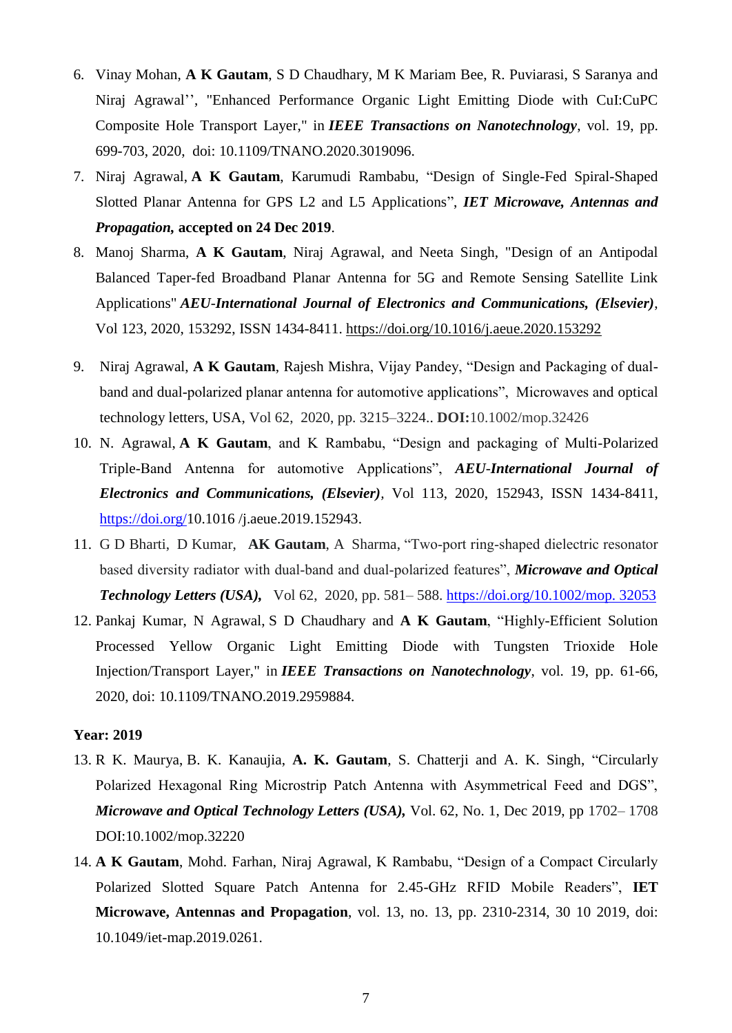6. Vinay Mohan, **A K Gautam**, S D Chaudhary, M K Mariam Bee, R. Puviarasi, S Saranya and Niraj Agrawal'', "Enhanced Performance Organic Light Emitting Diode with CuI:CuPC Composite Hole Transport Layer," in ***IEEE Transactions on Nanotechnology***, vol. 19, pp. 699-703, 2020, doi: 10.1109/TNANO.2020.3019096.
7. Niraj Agrawal, **A K Gautam**, Karumudi Rambabu, "Design of Single-Fed Spiral-Shaped Slotted Planar Antenna for GPS L2 and L5 Applications", ***IET Microwave, Antennas and Propagation,*** **accepted on 24 Dec 2019**.
8. Manoj Sharma, **A K Gautam**, Niraj Agrawal, and Neeta Singh, "Design of an Antipodal Balanced Taper-fed Broadband Planar Antenna for 5G and Remote Sensing Satellite Link Applications" ***AEU-International Journal of Electronics and Communications, (Elsevier)***, Vol 123, 2020, 153292, ISSN 1434-8411. https://doi.org/10.1016/j.aeue.2020.153292
9. Niraj Agrawal, **A K Gautam**, Rajesh Mishra, Vijay Pandey, "Design and Packaging of dual-band and dual-polarized planar antenna for automotive applications", Microwaves and optical technology letters, USA, Vol 62, 2020, pp. 3215–3224.. **DOI:**10.1002/mop.32426
10. N. Agrawal, **A K Gautam**, and K Rambabu, "Design and packaging of Multi-Polarized Triple-Band Antenna for automotive Applications", ***AEU-International Journal of Electronics and Communications, (Elsevier)***, Vol 113, 2020, 152943, ISSN 1434-8411, https://doi.org/10.1016 /j.aeue.2019.152943.
11. G D Bharti, D Kumar, **AK Gautam**, A Sharma, "Two-port ring-shaped dielectric resonator based diversity radiator with dual-band and dual-polarized features", ***Microwave and Optical Technology Letters (USA),*** Vol 62, 2020, pp. 581– 588. https://doi.org/10.1002/mop. 32053
12. Pankaj Kumar, N Agrawal, S D Chaudhary and **A K Gautam**, "Highly-Efficient Solution Processed Yellow Organic Light Emitting Diode with Tungsten Trioxide Hole Injection/Transport Layer," in ***IEEE Transactions on Nanotechnology***, vol. 19, pp. 61-66, 2020, doi: 10.1109/TNANO.2019.2959884.

**Year: 2019**

13. R K. Maurya, B. K. Kanaujia, **A. K. Gautam**, S. Chatterji and A. K. Singh, "Circularly Polarized Hexagonal Ring Microstrip Patch Antenna with Asymmetrical Feed and DGS", ***Microwave and Optical Technology Letters (USA),*** Vol. 62, No. 1, Dec 2019, pp 1702– 1708 DOI:10.1002/mop.32220
14. **A K Gautam**, Mohd. Farhan, Niraj Agrawal, K Rambabu, "Design of a Compact Circularly Polarized Slotted Square Patch Antenna for 2.45-GHz RFID Mobile Readers", **IET Microwave, Antennas and Propagation**, vol. 13, no. 13, pp. 2310-2314, 30 10 2019, doi: 10.1049/iet-map.2019.0261.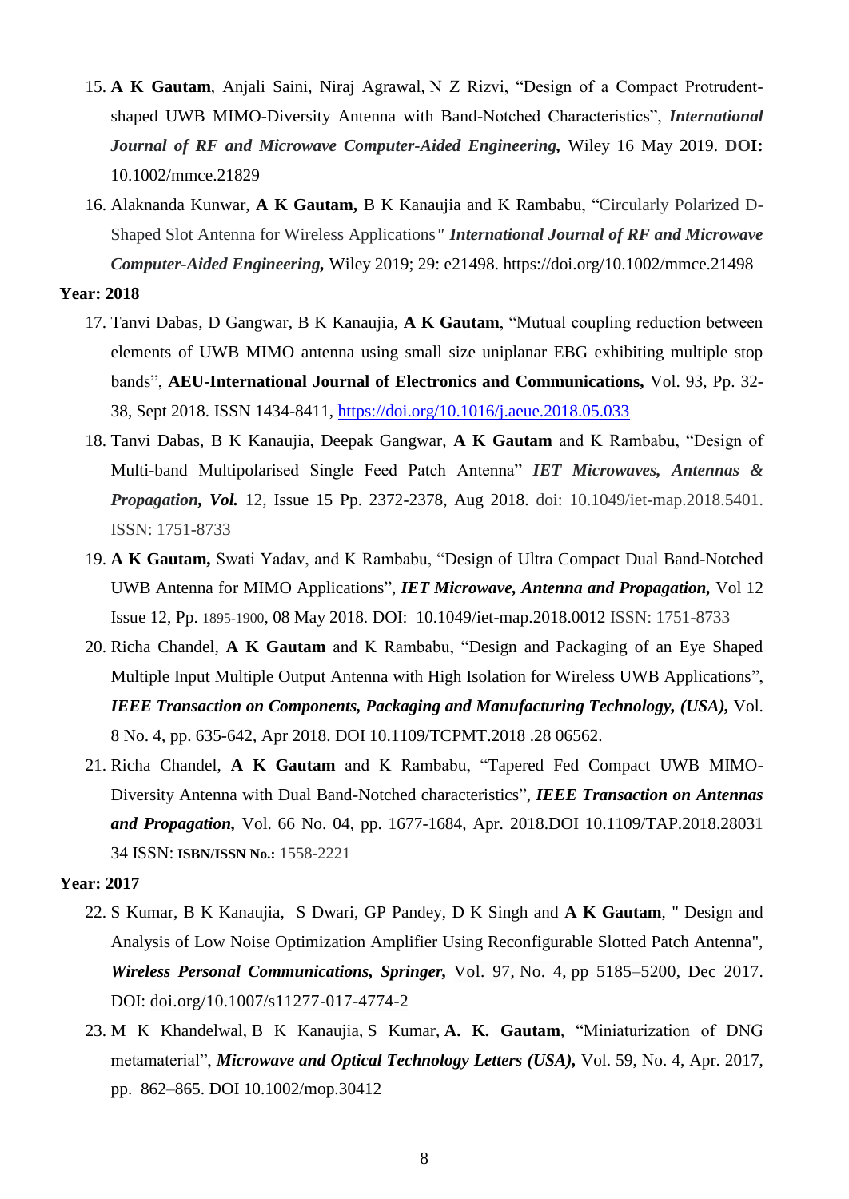15. **A K Gautam**, Anjali Saini, Niraj Agrawal, N Z Rizvi, "Design of a Compact Protrudent-shaped UWB MIMO-Diversity Antenna with Band-Notched Characteristics", ***International Journal of RF and Microwave Computer-Aided Engineering,*** Wiley 16 May 2019. **DOI:** 10.1002/mmce.21829
16. Alaknanda Kunwar, **A K Gautam,** B K Kanaujia and K Rambabu, "Circularly Polarized D-Shaped Slot Antenna for Wireless Applications*"* ***International Journal of RF and Microwave Computer-Aided Engineering,*** Wiley 2019; 29: e21498. https://doi.org/10.1002/mmce.21498

**Year: 2018**

17. Tanvi Dabas, D Gangwar, B K Kanaujia, **A K Gautam**, "Mutual coupling reduction between elements of UWB MIMO antenna using small size uniplanar EBG exhibiting multiple stop bands", **AEU-International Journal of Electronics and Communications,** Vol. 93, Pp. 32-38, Sept 2018. ISSN 1434-8411, https://doi.org/10.1016/j.aeue.2018.05.033
18. Tanvi Dabas, B K Kanaujia, Deepak Gangwar, **A K Gautam** and K Rambabu, "Design of Multi-band Multipolarised Single Feed Patch Antenna" ***IET Microwaves, Antennas & Propagation, Vol.*** 12, Issue 15 Pp. 2372-2378, Aug 2018. doi: 10.1049/iet-map.2018.5401. ISSN: 1751-8733
19. **A K Gautam,** Swati Yadav, and K Rambabu, "Design of Ultra Compact Dual Band-Notched UWB Antenna for MIMO Applications", ***IET Microwave, Antenna and Propagation,*** Vol 12 Issue 12, Pp. 1895-1900, 08 May 2018. DOI: 10.1049/iet-map.2018.0012 ISSN: 1751-8733
20. Richa Chandel, **A K Gautam** and K Rambabu, "Design and Packaging of an Eye Shaped Multiple Input Multiple Output Antenna with High Isolation for Wireless UWB Applications", ***IEEE Transaction on Components, Packaging and Manufacturing Technology, (USA),*** Vol. 8 No. 4, pp. 635-642, Apr 2018. DOI 10.1109/TCPMT.2018 .28 06562.
21. Richa Chandel, **A K Gautam** and K Rambabu, "Tapered Fed Compact UWB MIMO-Diversity Antenna with Dual Band-Notched characteristics", ***IEEE Transaction on Antennas and Propagation,*** Vol. 66 No. 04, pp. 1677-1684, Apr. 2018.DOI 10.1109/TAP.2018.28031 34 ISSN: **ISBN/ISSN No.:** 1558-2221

**Year: 2017**

22. S Kumar, B K Kanaujia, S Dwari, GP Pandey, D K Singh and **A K Gautam**, " Design and Analysis of Low Noise Optimization Amplifier Using Reconfigurable Slotted Patch Antenna", ***Wireless Personal Communications, Springer,*** Vol. 97, No. 4, pp 5185–5200, Dec 2017. DOI: doi.org/10.1007/s11277-017-4774-2
23. M K Khandelwal, B K Kanaujia, S Kumar, **A. K. Gautam**, "Miniaturization of DNG metamaterial", ***Microwave and Optical Technology Letters (USA),*** Vol. 59, No. 4, Apr. 2017, pp. 862–865. DOI 10.1002/mop.30412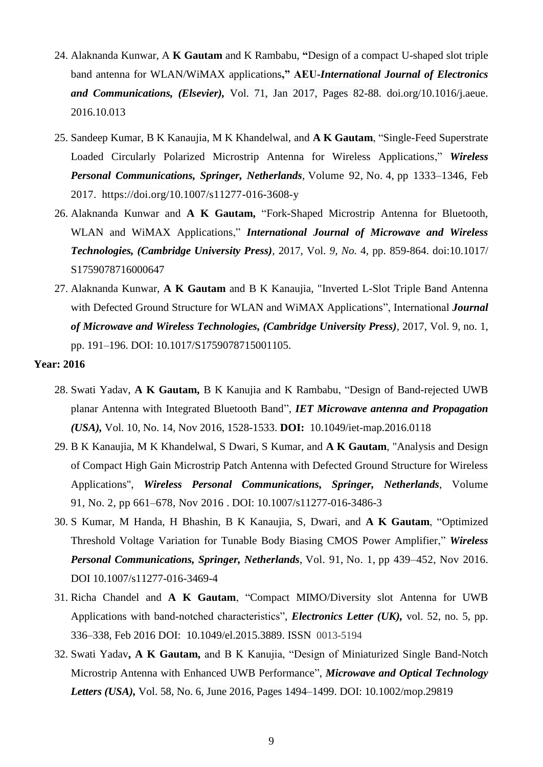24. Alaknanda Kunwar, A **K Gautam** and K Rambabu, **"**Design of a compact U-shaped slot triple band antenna for WLAN/WiMAX applications**," AEU-*International Journal of Electronics and Communications, (Elsevier)*,** Vol. 71, Jan 2017, Pages 82-88. doi.org/10.1016/j.aeue. 2016.10.013
25. Sandeep Kumar, B K Kanaujia, M K Khandelwal, and **A K Gautam**, "Single-Feed Superstrate Loaded Circularly Polarized Microstrip Antenna for Wireless Applications," ***Wireless Personal Communications, Springer, Netherlands***, Volume 92, No. 4, pp 1333–1346, Feb 2017. https://doi.org/10.1007/s11277-016-3608-y
26. Alaknanda Kunwar and **A K Gautam,** "Fork-Shaped Microstrip Antenna for Bluetooth, WLAN and WiMAX Applications," ***International Journal of Microwave and Wireless Technologies, (Cambridge University Press)***, 2017, Vol. *9*, *No.* 4, pp. 859-864. doi:10.1017/ S1759078716000647
27. Alaknanda Kunwar, **A K Gautam** and B K Kanaujia, "Inverted L-Slot Triple Band Antenna with Defected Ground Structure for WLAN and WiMAX Applications", International ***Journal of Microwave and Wireless Technologies, (Cambridge University Press)***, 2017, Vol. 9, no. 1, pp. 191–196. DOI: 10.1017/S1759078715001105.

**Year: 2016**

28. Swati Yadav, **A K Gautam,** B K Kanujia and K Rambabu, "Design of Band-rejected UWB planar Antenna with Integrated Bluetooth Band", ***IET Microwave antenna and Propagation (USA),*** Vol. 10, No. 14, Nov 2016, 1528-1533. **DOI:** 10.1049/iet-map.2016.0118
29. B K Kanaujia, M K Khandelwal, S Dwari, S Kumar, and **A K Gautam**, "Analysis and Design of Compact High Gain Microstrip Patch Antenna with Defected Ground Structure for Wireless Applications", ***Wireless Personal Communications, Springer, Netherlands***, Volume 91, No. 2, pp 661–678, Nov 2016 . DOI: 10.1007/s11277-016-3486-3
30. S Kumar, M Handa, H Bhashin, B K Kanaujia, S, Dwari, and **A K Gautam**, "Optimized Threshold Voltage Variation for Tunable Body Biasing CMOS Power Amplifier," ***Wireless Personal Communications, Springer, Netherlands***, Vol. 91, No. 1, pp 439–452, Nov 2016. DOI 10.1007/s11277-016-3469-4
31. Richa Chandel and **A K Gautam**, "Compact MIMO/Diversity slot Antenna for UWB Applications with band-notched characteristics", ***Electronics Letter (UK),*** vol. 52, no. 5, pp. 336–338, Feb 2016 DOI: 10.1049/el.2015.3889. ISSN 0013-5194
32. Swati Yadav**, A K Gautam,** and B K Kanujia, "Design of Miniaturized Single Band-Notch Microstrip Antenna with Enhanced UWB Performance", ***Microwave and Optical Technology Letters (USA),*** Vol. 58, No. 6, June 2016, Pages 1494–1499. DOI: 10.1002/mop.29819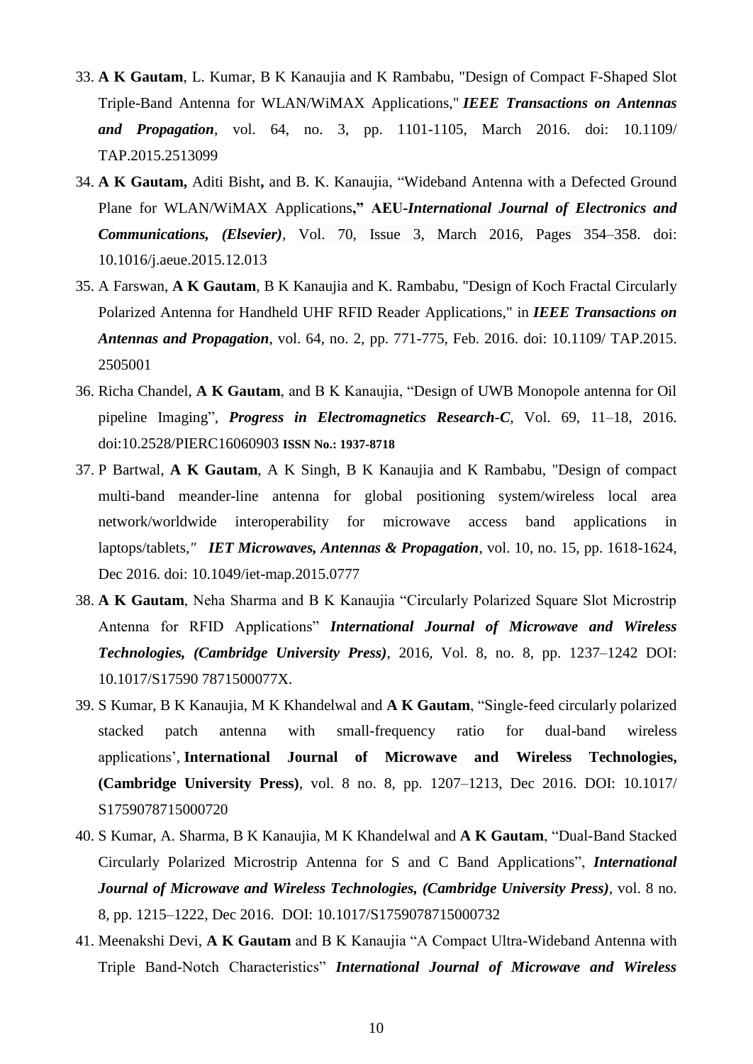33. **A K Gautam**, L. Kumar, B K Kanaujia and K Rambabu, "Design of Compact F-Shaped Slot Triple-Band Antenna for WLAN/WiMAX Applications," ***IEEE Transactions on Antennas and Propagation***, vol. 64, no. 3, pp. 1101-1105, March 2016. doi: 10.1109/ TAP.2015.2513099
34. **A K Gautam,** Aditi Bisht**,** and B. K. Kanaujia, "Wideband Antenna with a Defected Ground Plane for WLAN/WiMAX Applications**," AEU-*International Journal of Electronics and Communications, (Elsevier)***, Vol. 70, Issue 3, March 2016, Pages 354–358. doi: 10.1016/j.aeue.2015.12.013
35. A Farswan, **A K Gautam**, B K Kanaujia and K. Rambabu, "Design of Koch Fractal Circularly Polarized Antenna for Handheld UHF RFID Reader Applications," in ***IEEE Transactions on Antennas and Propagation***, vol. 64, no. 2, pp. 771-775, Feb. 2016. doi: 10.1109/ TAP.2015. 2505001
36. Richa Chandel, **A K Gautam**, and B K Kanaujia, "Design of UWB Monopole antenna for Oil pipeline Imaging", ***Progress in Electromagnetics Research-C***, Vol. 69, 11–18, 2016. doi:10.2528/PIERC16060903 **ISSN No.: 1937-8718**
37. P Bartwal, **A K Gautam**, A K Singh, B K Kanaujia and K Rambabu, "Design of compact multi-band meander-line antenna for global positioning system/wireless local area network/worldwide interoperability for microwave access band applications in laptops/tablets," ***IET Microwaves, Antennas & Propagation***, vol. 10, no. 15, pp. 1618-1624, Dec 2016. doi: 10.1049/iet-map.2015.0777
38. **A K Gautam**, Neha Sharma and B K Kanaujia "Circularly Polarized Square Slot Microstrip Antenna for RFID Applications" ***International Journal of Microwave and Wireless Technologies, (Cambridge University Press)***, 2016, Vol. 8, no. 8, pp. 1237–1242 DOI: 10.1017/S17590 7871500077X.
39. S Kumar, B K Kanaujia, M K Khandelwal and **A K Gautam**, "Single-feed circularly polarized stacked patch antenna with small-frequency ratio for dual-band wireless applications', **International Journal of Microwave and Wireless Technologies, (Cambridge University Press)**, vol. 8 no. 8, pp. 1207–1213, Dec 2016. DOI: 10.1017/ S1759078715000720
40. S Kumar, A. Sharma, B K Kanaujia, M K Khandelwal and **A K Gautam**, "Dual-Band Stacked Circularly Polarized Microstrip Antenna for S and C Band Applications", ***International Journal of Microwave and Wireless Technologies, (Cambridge University Press)***, vol. 8 no. 8, pp. 1215–1222, Dec 2016. DOI: 10.1017/S1759078715000732
41. Meenakshi Devi, **A K Gautam** and B K Kanaujia "A Compact Ultra-Wideband Antenna with Triple Band-Notch Characteristics" ***International Journal of Microwave and Wireless***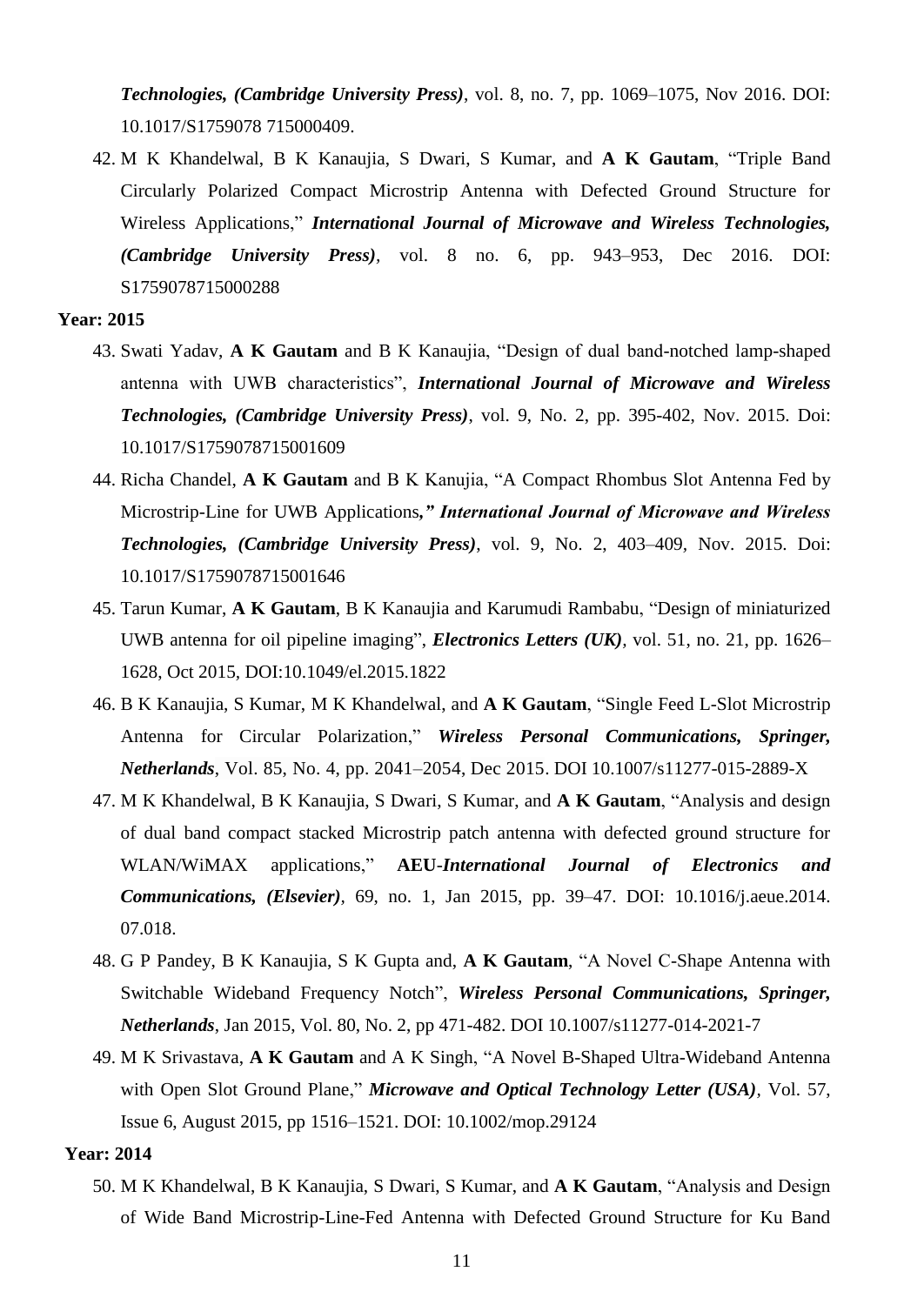***Technologies, (Cambridge University Press)***, vol. 8, no. 7, pp. 1069–1075, Nov 2016. DOI: 10.1017/S1759078 715000409.

42. M K Khandelwal, B K Kanaujia, S Dwari, S Kumar, and **A K Gautam**, "Triple Band Circularly Polarized Compact Microstrip Antenna with Defected Ground Structure for Wireless Applications," ***International Journal of Microwave and Wireless Technologies, (Cambridge University Press)***, vol. 8 no. 6, pp. 943–953, Dec 2016. DOI: S1759078715000288

**Year: 2015**

43. Swati Yadav, **A K Gautam** and B K Kanaujia, "Design of dual band-notched lamp-shaped antenna with UWB characteristics", ***International Journal of Microwave and Wireless Technologies, (Cambridge University Press)***, vol. 9, No. 2, pp. 395-402, Nov. 2015. Doi: 10.1017/S1759078715001609
44. Richa Chandel, **A K Gautam** and B K Kanujia, "A Compact Rhombus Slot Antenna Fed by Microstrip-Line for UWB Applications***," International Journal of Microwave and Wireless Technologies, (Cambridge University Press)***, vol. 9, No. 2, 403–409, Nov. 2015. Doi: 10.1017/S1759078715001646
45. Tarun Kumar, **A K Gautam**, B K Kanaujia and Karumudi Rambabu, "Design of miniaturized UWB antenna for oil pipeline imaging", ***Electronics Letters (UK)***, vol. 51, no. 21, pp. 1626–1628, Oct 2015, DOI:10.1049/el.2015.1822
46. B K Kanaujia, S Kumar, M K Khandelwal, and **A K Gautam**, "Single Feed L-Slot Microstrip Antenna for Circular Polarization," ***Wireless Personal Communications, Springer, Netherlands***, Vol. 85, No. 4, pp. 2041–2054, Dec 2015. DOI 10.1007/s11277-015-2889-X
47. M K Khandelwal, B K Kanaujia, S Dwari, S Kumar, and **A K Gautam**, "Analysis and design of dual band compact stacked Microstrip patch antenna with defected ground structure for WLAN/WiMAX applications," **AEU-*International Journal of Electronics and Communications, (Elsevier)***, 69, no. 1, Jan 2015, pp. 39–47. DOI: 10.1016/j.aeue.2014. 07.018.
48. G P Pandey, B K Kanaujia, S K Gupta and, **A K Gautam**, "A Novel C-Shape Antenna with Switchable Wideband Frequency Notch", ***Wireless Personal Communications, Springer, Netherlands***, Jan 2015, Vol. 80, No. 2, pp 471-482. DOI 10.1007/s11277-014-2021-7
49. M K Srivastava, **A K Gautam** and A K Singh, "A Novel B-Shaped Ultra-Wideband Antenna with Open Slot Ground Plane," ***Microwave and Optical Technology Letter (USA)***, Vol. 57, Issue 6, August 2015, pp 1516–1521. DOI: 10.1002/mop.29124

**Year: 2014**

50. M K Khandelwal, B K Kanaujia, S Dwari, S Kumar, and **A K Gautam**, "Analysis and Design of Wide Band Microstrip-Line-Fed Antenna with Defected Ground Structure for Ku Band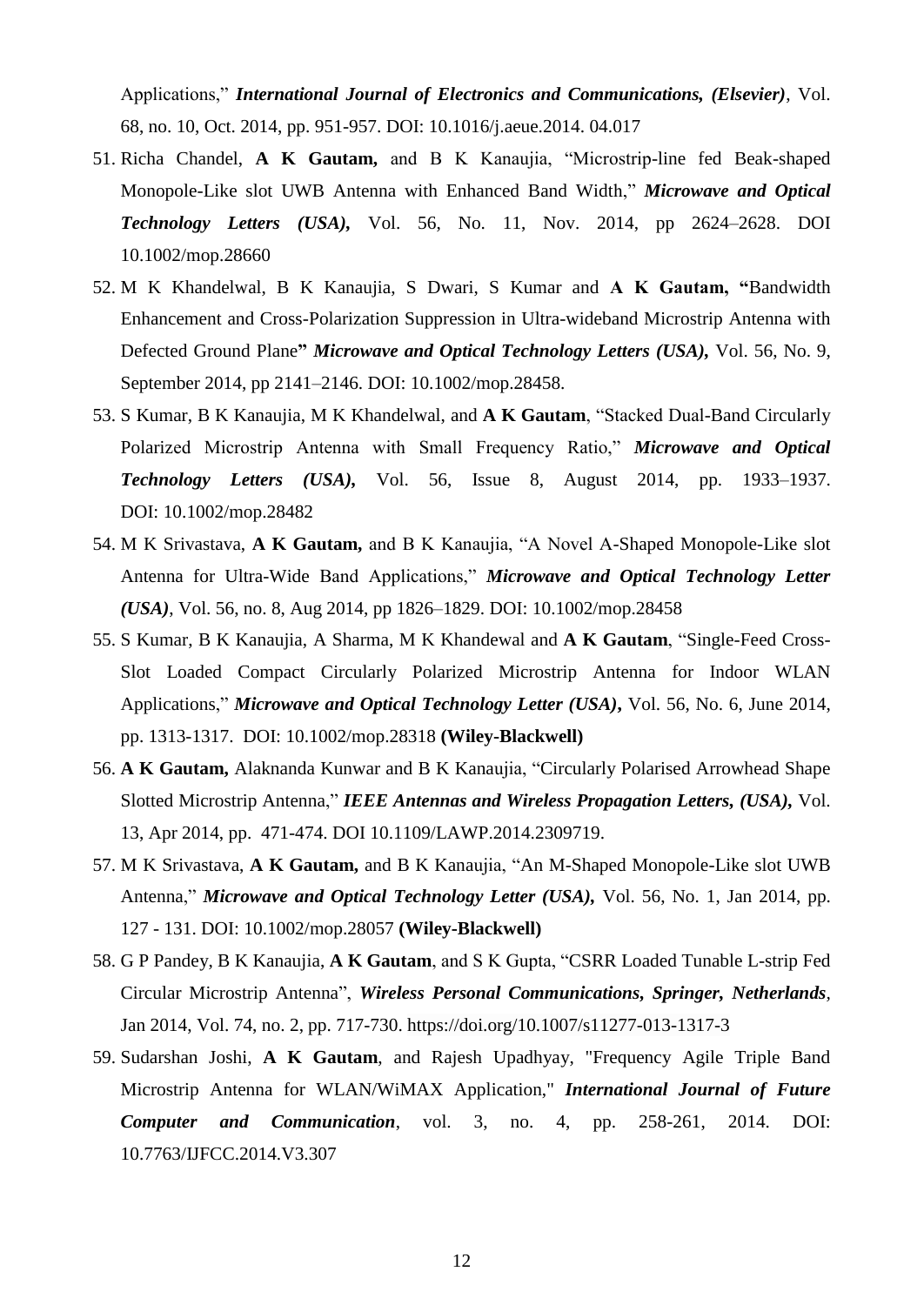Applications," ***International Journal of Electronics and Communications, (Elsevier)***, Vol. 68, no. 10, Oct. 2014, pp. 951-957. DOI: 10.1016/j.aeue.2014. 04.017

51. Richa Chandel, **A K Gautam,** and B K Kanaujia, "Microstrip-line fed Beak-shaped Monopole-Like slot UWB Antenna with Enhanced Band Width," ***Microwave and Optical Technology Letters (USA),*** Vol. 56, No. 11, Nov. 2014, pp 2624–2628. DOI 10.1002/mop.28660
52. M K Khandelwal, B K Kanaujia, S Dwari, S Kumar and **A K Gautam, "**Bandwidth Enhancement and Cross-Polarization Suppression in Ultra-wideband Microstrip Antenna with Defected Ground Plane**"** ***Microwave and Optical Technology Letters (USA),*** Vol. 56, No. 9, September 2014, pp 2141–2146. DOI: 10.1002/mop.28458.
53. S Kumar, B K Kanaujia, M K Khandelwal, and **A K Gautam**, "Stacked Dual-Band Circularly Polarized Microstrip Antenna with Small Frequency Ratio," ***Microwave and Optical Technology Letters (USA),*** Vol. 56, Issue 8, August 2014, pp. 1933–1937. DOI: 10.1002/mop.28482
54. M K Srivastava, **A K Gautam,** and B K Kanaujia, "A Novel A-Shaped Monopole-Like slot Antenna for Ultra-Wide Band Applications," ***Microwave and Optical Technology Letter (USA)***, Vol. 56, no. 8, Aug 2014, pp 1826–1829. DOI: 10.1002/mop.28458
55. S Kumar, B K Kanaujia, A Sharma, M K Khandewal and **A K Gautam**, "Single-Feed Cross-Slot Loaded Compact Circularly Polarized Microstrip Antenna for Indoor WLAN Applications," ***Microwave and Optical Technology Letter (USA)***, Vol. 56, No. 6, June 2014, pp. 1313-1317. DOI: 10.1002/mop.28318 **(Wiley-Blackwell)**
56. **A K Gautam,** Alaknanda Kunwar and B K Kanaujia, "Circularly Polarised Arrowhead Shape Slotted Microstrip Antenna," ***IEEE Antennas and Wireless Propagation Letters, (USA),*** Vol. 13, Apr 2014, pp. 471-474. DOI 10.1109/LAWP.2014.2309719.
57. M K Srivastava, **A K Gautam,** and B K Kanaujia, "An M-Shaped Monopole-Like slot UWB Antenna," ***Microwave and Optical Technology Letter (USA),*** Vol. 56, No. 1, Jan 2014, pp. 127 - 131. DOI: 10.1002/mop.28057 **(Wiley-Blackwell)**
58. G P Pandey, B K Kanaujia, **A K Gautam**, and S K Gupta, "CSRR Loaded Tunable L-strip Fed Circular Microstrip Antenna", ***Wireless Personal Communications, Springer, Netherlands***, Jan 2014, Vol. 74, no. 2, pp. 717-730. https://doi.org/10.1007/s11277-013-1317-3
59. Sudarshan Joshi, **A K Gautam**, and Rajesh Upadhyay, "Frequency Agile Triple Band Microstrip Antenna for WLAN/WiMAX Application," ***International Journal of Future Computer and Communication***, vol. 3, no. 4, pp. 258-261, 2014. DOI: 10.7763/IJFCC.2014.V3.307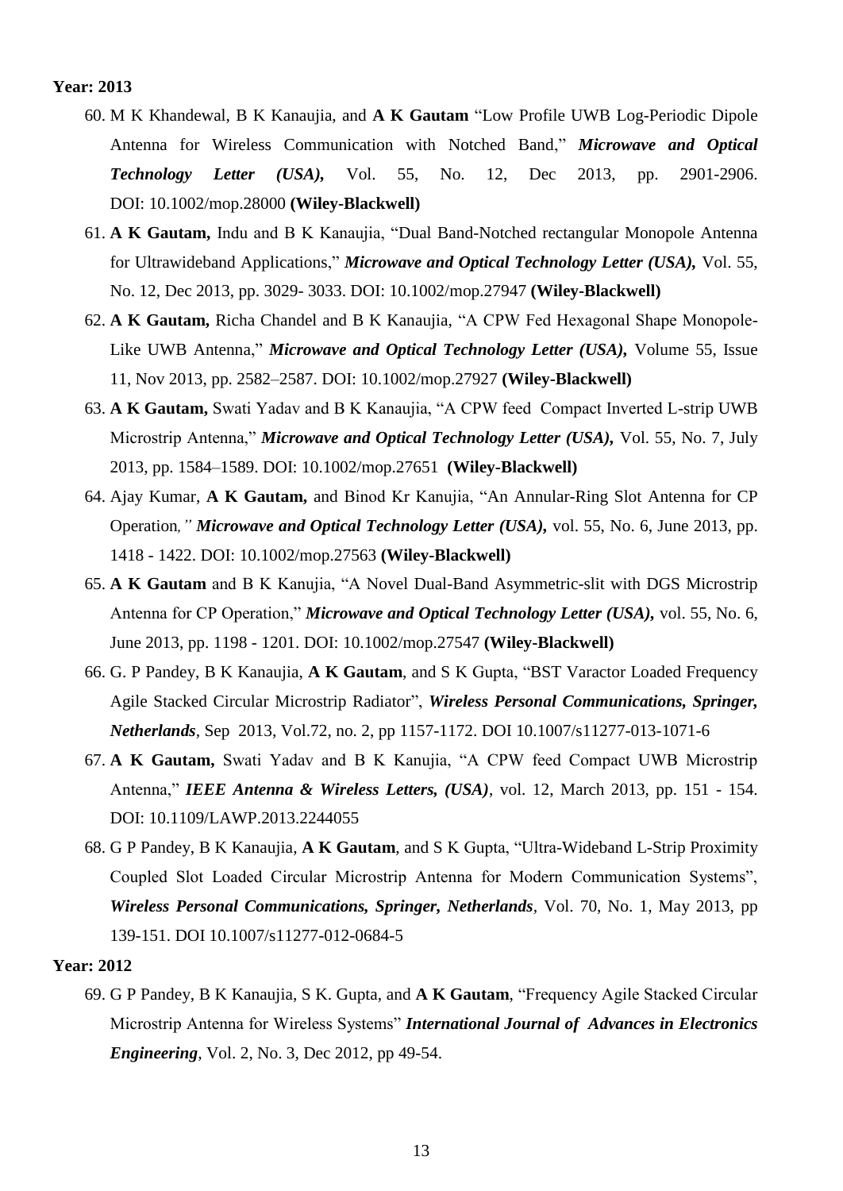**Year: 2013**

60. M K Khandewal, B K Kanaujia, and **A K Gautam** "Low Profile UWB Log-Periodic Dipole Antenna for Wireless Communication with Notched Band," ***Microwave and Optical Technology Letter (USA),*** Vol. 55, No. 12, Dec 2013, pp. 2901-2906. DOI: 10.1002/mop.28000 **(Wiley-Blackwell)**
61. **A K Gautam,** Indu and B K Kanaujia, "Dual Band-Notched rectangular Monopole Antenna for Ultrawideband Applications," ***Microwave and Optical Technology Letter (USA),*** Vol. 55, No. 12, Dec 2013, pp. 3029- 3033. DOI: 10.1002/mop.27947 **(Wiley-Blackwell)**
62. **A K Gautam,** Richa Chandel and B K Kanaujia, "A CPW Fed Hexagonal Shape Monopole-Like UWB Antenna," ***Microwave and Optical Technology Letter (USA),*** Volume 55, Issue 11, Nov 2013, pp. 2582–2587. DOI: 10.1002/mop.27927 **(Wiley-Blackwell)**
63. **A K Gautam,** Swati Yadav and B K Kanaujia, "A CPW feed Compact Inverted L-strip UWB Microstrip Antenna," ***Microwave and Optical Technology Letter (USA),*** Vol. 55, No. 7, July 2013, pp. 1584–1589. DOI: 10.1002/mop.27651 **(Wiley-Blackwell)**
64. Ajay Kumar, **A K Gautam,** and Binod Kr Kanujia, "An Annular-Ring Slot Antenna for CP Operation*,"* ***Microwave and Optical Technology Letter (USA),*** vol. 55, No. 6, June 2013, pp. 1418 - 1422. DOI: 10.1002/mop.27563 **(Wiley-Blackwell)**
65. **A K Gautam** and B K Kanujia, "A Novel Dual-Band Asymmetric-slit with DGS Microstrip Antenna for CP Operation," ***Microwave and Optical Technology Letter (USA),*** vol. 55, No. 6, June 2013, pp. 1198 - 1201. DOI: 10.1002/mop.27547 **(Wiley-Blackwell)**
66. G. P Pandey, B K Kanaujia, **A K Gautam**, and S K Gupta, "BST Varactor Loaded Frequency Agile Stacked Circular Microstrip Radiator", ***Wireless Personal Communications, Springer, Netherlands***, Sep 2013, Vol.72, no. 2, pp 1157-1172. DOI 10.1007/s11277-013-1071-6
67. **A K Gautam,** Swati Yadav and B K Kanujia, "A CPW feed Compact UWB Microstrip Antenna," ***IEEE Antenna & Wireless Letters, (USA)***, vol. 12, March 2013, pp. 151 - 154. DOI: 10.1109/LAWP.2013.2244055
68. G P Pandey, B K Kanaujia, **A K Gautam**, and S K Gupta, "Ultra-Wideband L-Strip Proximity Coupled Slot Loaded Circular Microstrip Antenna for Modern Communication Systems", ***Wireless Personal Communications, Springer, Netherlands***, Vol. 70, No. 1, May 2013, pp 139-151. DOI 10.1007/s11277-012-0684-5

**Year: 2012**

69. G P Pandey, B K Kanaujia, S K. Gupta, and **A K Gautam**, "Frequency Agile Stacked Circular Microstrip Antenna for Wireless Systems" ***International Journal of Advances in Electronics Engineering***, Vol. 2, No. 3, Dec 2012, pp 49-54.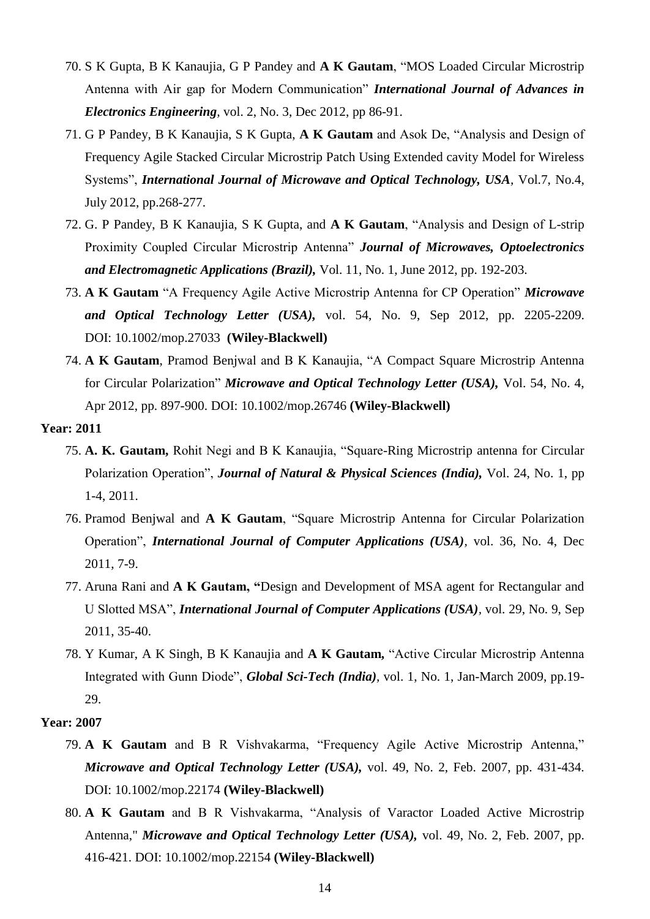70. S K Gupta, B K Kanaujia, G P Pandey and **A K Gautam**, "MOS Loaded Circular Microstrip Antenna with Air gap for Modern Communication" ***International Journal of Advances in Electronics Engineering***, vol. 2, No. 3, Dec 2012, pp 86-91.
71. G P Pandey, B K Kanaujia, S K Gupta, **A K Gautam** and Asok De, "Analysis and Design of Frequency Agile Stacked Circular Microstrip Patch Using Extended cavity Model for Wireless Systems", ***International Journal of Microwave and Optical Technology, USA***, Vol.7, No.4, July 2012, pp.268-277.
72. G. P Pandey, B K Kanaujia, S K Gupta, and **A K Gautam**, "Analysis and Design of L-strip Proximity Coupled Circular Microstrip Antenna" ***Journal of Microwaves, Optoelectronics and Electromagnetic Applications (Brazil),*** Vol. 11, No. 1, June 2012, pp. 192-203.
73. **A K Gautam** "A Frequency Agile Active Microstrip Antenna for CP Operation" ***Microwave and Optical Technology Letter (USA),*** vol. 54, No. 9, Sep 2012, pp. 2205-2209. DOI: 10.1002/mop.27033 **(Wiley-Blackwell)**
74. **A K Gautam**, Pramod Benjwal and B K Kanaujia, "A Compact Square Microstrip Antenna for Circular Polarization" ***Microwave and Optical Technology Letter (USA),*** Vol. 54, No. 4, Apr 2012, pp. 897-900. DOI: 10.1002/mop.26746 **(Wiley-Blackwell)**

**Year: 2011**

75. **A. K. Gautam,** Rohit Negi and B K Kanaujia, "Square-Ring Microstrip antenna for Circular Polarization Operation", ***Journal of Natural & Physical Sciences (India),*** Vol. 24, No. 1, pp 1-4, 2011.
76. Pramod Benjwal and **A K Gautam**, "Square Microstrip Antenna for Circular Polarization Operation", ***International Journal of Computer Applications (USA)***, vol. 36, No. 4, Dec 2011, 7-9.
77. Aruna Rani and **A K Gautam, "**Design and Development of MSA agent for Rectangular and U Slotted MSA", ***International Journal of Computer Applications (USA)***, vol. 29, No. 9, Sep 2011, 35-40.
78. Y Kumar, A K Singh, B K Kanaujia and **A K Gautam,** "Active Circular Microstrip Antenna Integrated with Gunn Diode", ***Global Sci-Tech (India)***, vol. 1, No. 1, Jan-March 2009, pp.19-29.

**Year: 2007**

79. **A K Gautam** and B R Vishvakarma, "Frequency Agile Active Microstrip Antenna," ***Microwave and Optical Technology Letter (USA),*** vol. 49, No. 2, Feb. 2007, pp. 431-434. DOI: 10.1002/mop.22174 **(Wiley-Blackwell)**
80. **A K Gautam** and B R Vishvakarma, "Analysis of Varactor Loaded Active Microstrip Antenna," ***Microwave and Optical Technology Letter (USA),*** vol. 49, No. 2, Feb. 2007, pp. 416-421. DOI: 10.1002/mop.22154 **(Wiley-Blackwell)**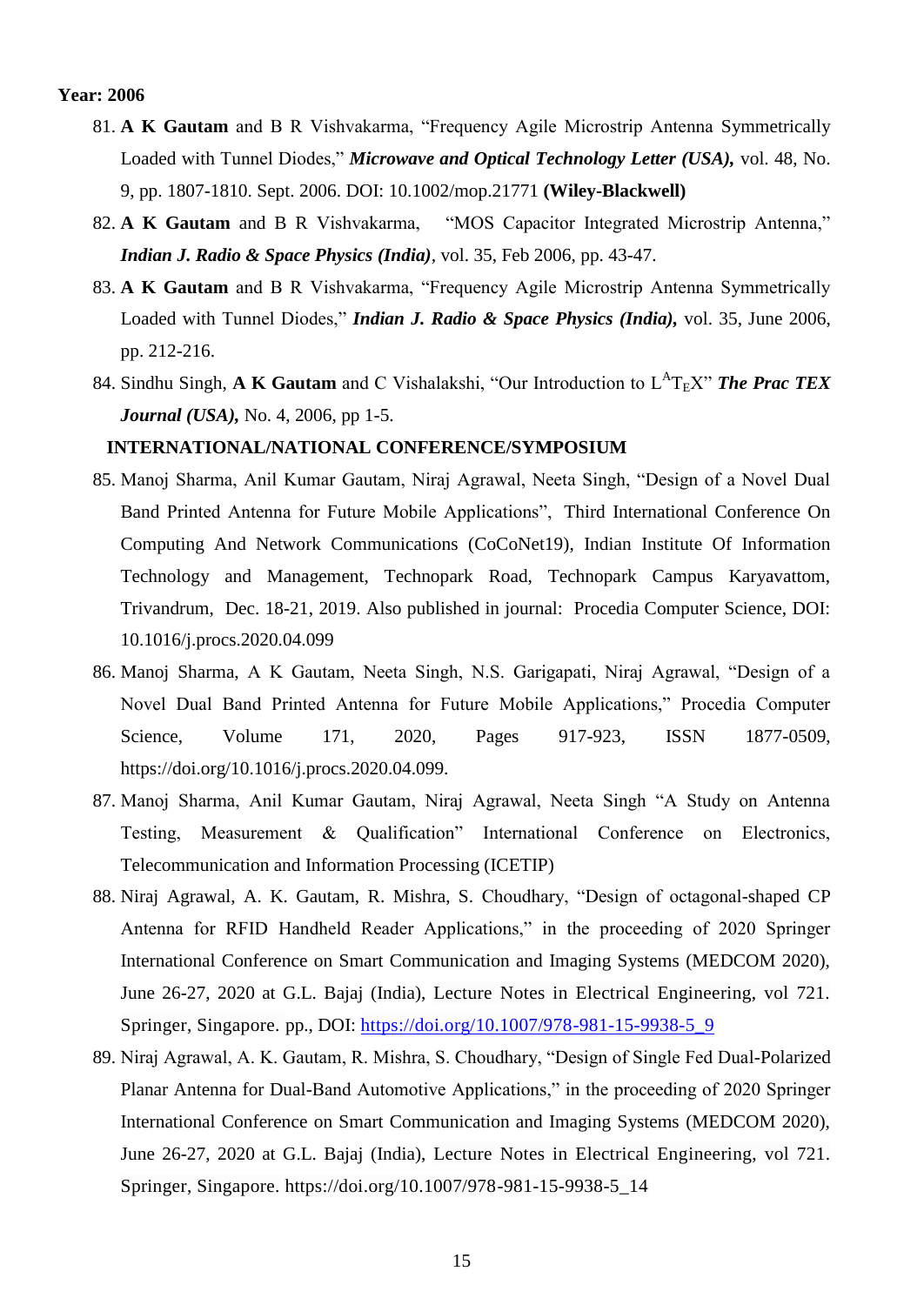**Year: 2006**

81. **A K Gautam** and B R Vishvakarma, "Frequency Agile Microstrip Antenna Symmetrically Loaded with Tunnel Diodes," ***Microwave and Optical Technology Letter (USA),*** vol. 48, No. 9, pp. 1807-1810. Sept. 2006. DOI: 10.1002/mop.21771 **(Wiley-Blackwell)**
82. **A K Gautam** and B R Vishvakarma, "MOS Capacitor Integrated Microstrip Antenna," ***Indian J. Radio & Space Physics (India)***, vol. 35, Feb 2006, pp. 43-47.
83. **A K Gautam** and B R Vishvakarma, "Frequency Agile Microstrip Antenna Symmetrically Loaded with Tunnel Diodes," ***Indian J. Radio & Space Physics (India),*** vol. 35, June 2006, pp. 212-216.
84. Sindhu Singh, **A K Gautam** and C Vishalakshi, "Our Introduction to $\LaTeX$" ***The Prac TEX Journal (USA),*** No. 4, 2006, pp 1-5.

**INTERNATIONAL/NATIONAL CONFERENCE/SYMPOSIUM**

85. Manoj Sharma, Anil Kumar Gautam, Niraj Agrawal, Neeta Singh, "Design of a Novel Dual Band Printed Antenna for Future Mobile Applications", Third International Conference On Computing And Network Communications (CoCoNet19), Indian Institute Of Information Technology and Management, Technopark Road, Technopark Campus Karyavattom, Trivandrum, Dec. 18-21, 2019. Also published in journal: Procedia Computer Science, DOI: 10.1016/j.procs.2020.04.099
86. Manoj Sharma, A K Gautam, Neeta Singh, N.S. Garigapati, Niraj Agrawal, "Design of a Novel Dual Band Printed Antenna for Future Mobile Applications," Procedia Computer Science, Volume 171, 2020, Pages 917-923, ISSN 1877-0509, https://doi.org/10.1016/j.procs.2020.04.099.
87. Manoj Sharma, Anil Kumar Gautam, Niraj Agrawal, Neeta Singh "A Study on Antenna Testing, Measurement & Qualification" International Conference on Electronics, Telecommunication and Information Processing (ICETIP)
88. Niraj Agrawal, A. K. Gautam, R. Mishra, S. Choudhary, "Design of octagonal-shaped CP Antenna for RFID Handheld Reader Applications," in the proceeding of 2020 Springer International Conference on Smart Communication and Imaging Systems (MEDCOM 2020), June 26-27, 2020 at G.L. Bajaj (India), Lecture Notes in Electrical Engineering, vol 721. Springer, Singapore. pp., DOI: https://doi.org/10.1007/978-981-15-9938-5_9
89. Niraj Agrawal, A. K. Gautam, R. Mishra, S. Choudhary, "Design of Single Fed Dual-Polarized Planar Antenna for Dual-Band Automotive Applications," in the proceeding of 2020 Springer International Conference on Smart Communication and Imaging Systems (MEDCOM 2020), June 26-27, 2020 at G.L. Bajaj (India), Lecture Notes in Electrical Engineering, vol 721. Springer, Singapore. https://doi.org/10.1007/978-981-15-9938-5_14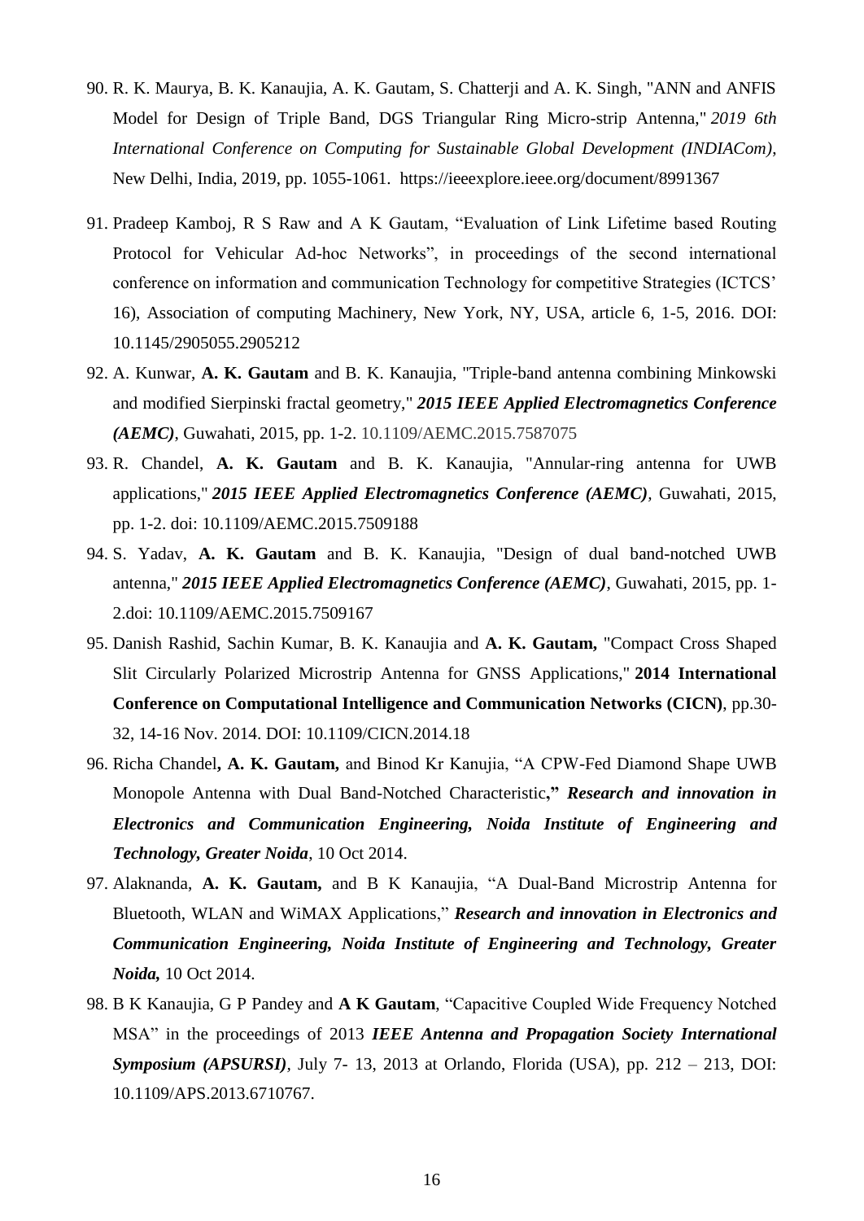90. R. K. Maurya, B. K. Kanaujia, A. K. Gautam, S. Chatterji and A. K. Singh, "ANN and ANFIS Model for Design of Triple Band, DGS Triangular Ring Micro-strip Antenna," *2019 6th International Conference on Computing for Sustainable Global Development (INDIACom)*, New Delhi, India, 2019, pp. 1055-1061. https://ieeexplore.ieee.org/document/8991367

91. Pradeep Kamboj, R S Raw and A K Gautam, "Evaluation of Link Lifetime based Routing Protocol for Vehicular Ad-hoc Networks", in proceedings of the second international conference on information and communication Technology for competitive Strategies (ICTCS' 16), Association of computing Machinery, New York, NY, USA, article 6, 1-5, 2016. DOI: 10.1145/2905055.2905212

92. A. Kunwar, **A. K. Gautam** and B. K. Kanaujia, "Triple-band antenna combining Minkowski and modified Sierpinski fractal geometry," ***2015 IEEE Applied Electromagnetics Conference (AEMC)***, Guwahati, 2015, pp. 1-2. 10.1109/AEMC.2015.7587075

93. R. Chandel, **A. K. Gautam** and B. K. Kanaujia, "Annular-ring antenna for UWB applications," ***2015 IEEE Applied Electromagnetics Conference (AEMC)***, Guwahati, 2015, pp. 1-2. doi: 10.1109/AEMC.2015.7509188

94. S. Yadav, **A. K. Gautam** and B. K. Kanaujia, "Design of dual band-notched UWB antenna," ***2015 IEEE Applied Electromagnetics Conference (AEMC)***, Guwahati, 2015, pp. 1-2.doi: 10.1109/AEMC.2015.7509167

95. Danish Rashid, Sachin Kumar, B. K. Kanaujia and **A. K. Gautam,** "Compact Cross Shaped Slit Circularly Polarized Microstrip Antenna for GNSS Applications," **2014 International Conference on Computational Intelligence and Communication Networks (CICN)**, pp.30-32, 14-16 Nov. 2014. DOI: 10.1109/CICN.2014.18

96. Richa Chandel**, A. K. Gautam,** and Binod Kr Kanujia, "A CPW-Fed Diamond Shape UWB Monopole Antenna with Dual Band-Notched Characteristic**,"** ***Research and innovation in Electronics and Communication Engineering, Noida Institute of Engineering and Technology, Greater Noida***, 10 Oct 2014.

97. Alaknanda, **A. K. Gautam,** and B K Kanaujia, "A Dual-Band Microstrip Antenna for Bluetooth, WLAN and WiMAX Applications," ***Research and innovation in Electronics and Communication Engineering, Noida Institute of Engineering and Technology, Greater Noida,*** 10 Oct 2014.

98. B K Kanaujia, G P Pandey and **A K Gautam**, "Capacitive Coupled Wide Frequency Notched MSA" in the proceedings of 2013 ***IEEE Antenna and Propagation Society International Symposium (APSURSI)***, July 7- 13, 2013 at Orlando, Florida (USA), pp. 212 – 213, DOI: 10.1109/APS.2013.6710767.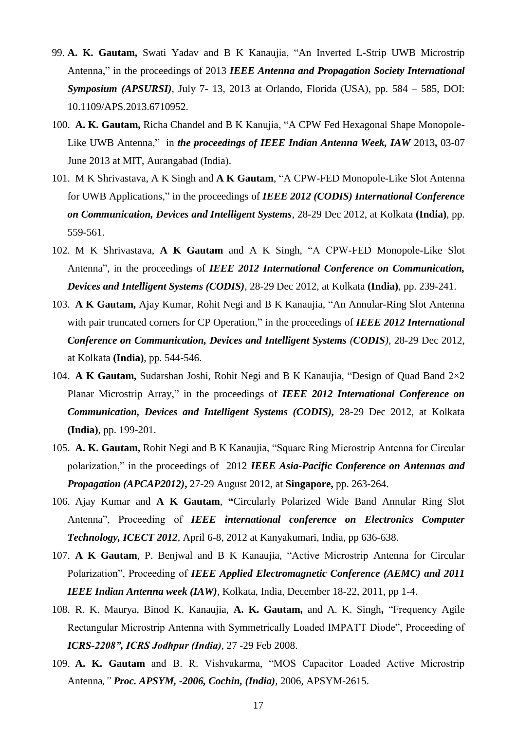99. **A. K. Gautam,** Swati Yadav and B K Kanaujia, "An Inverted L-Strip UWB Microstrip Antenna," in the proceedings of 2013 ***IEEE Antenna and Propagation Society International Symposium (APSURSI)***, July 7- 13, 2013 at Orlando, Florida (USA), pp. 584 – 585, DOI: 10.1109/APS.2013.6710952.

100. **A. K. Gautam,** Richa Chandel and B K Kanujia, "A CPW Fed Hexagonal Shape Monopole-Like UWB Antenna," in ***the proceedings of IEEE Indian Antenna Week, IAW*** 2013**,** 03-07 June 2013 at MIT, Aurangabad (India).

101. M K Shrivastava, A K Singh and **A K Gautam**, "A CPW-FED Monopole-Like Slot Antenna for UWB Applications," in the proceedings of ***IEEE 2012 (CODIS) International Conference on Communication, Devices and Intelligent Systems***, 28-29 Dec 2012, at Kolkata **(India)**, pp. 559-561.

102. M K Shrivastava, **A K Gautam** and A K Singh, "A CPW-FED Monopole-Like Slot Antenna", in the proceedings of ***IEEE 2012 International Conference on Communication, Devices and Intelligent Systems (CODIS)***, 28-29 Dec 2012, at Kolkata **(India)**, pp. 239-241.

103. **A K Gautam,** Ajay Kumar, Rohit Negi and B K Kanaujia, "An Annular-Ring Slot Antenna with pair truncated corners for CP Operation," in the proceedings of ***IEEE 2012 International Conference on Communication, Devices and Intelligent Systems (CODIS)***, 28-29 Dec 2012, at Kolkata **(India)**, pp. 544-546.

104. **A K Gautam,** Sudarshan Joshi, Rohit Negi and B K Kanaujia, "Design of Quad Band 2×2 Planar Microstrip Array," in the proceedings of ***IEEE 2012 International Conference on Communication, Devices and Intelligent Systems (CODIS),*** 28-29 Dec 2012, at Kolkata **(India)**, pp. 199-201.

105. **A. K. Gautam,** Rohit Negi and B K Kanaujia, "Square Ring Microstrip Antenna for Circular polarization," in the proceedings of 2012 ***IEEE Asia-Pacific Conference on Antennas and Propagation (APCAP2012)*,** 27-29 August 2012, at **Singapore,** pp. 263-264.

106. Ajay Kumar and **A K Gautam**, **"**Circularly Polarized Wide Band Annular Ring Slot Antenna", Proceeding of ***IEEE international conference on Electronics Computer Technology, ICECT 2012***, April 6-8, 2012 at Kanyakumari, India, pp 636-638.

107. **A K Gautam**, P. Benjwal and B K Kanaujia, "Active Microstrip Antenna for Circular Polarization", Proceeding of ***IEEE Applied Electromagnetic Conference (AEMC) and 2011 IEEE Indian Antenna week (IAW)***, Kolkata, India, December 18-22, 2011, pp 1-4.

108. R. K. Maurya, Binod K. Kanaujia, **A. K. Gautam,** and A. K. Singh**,** "Frequency Agile Rectangular Microstrip Antenna with Symmetrically Loaded IMPATT Diode", Proceeding of ***ICRS-2208", ICRS Jodhpur (India)***, 27 -29 Feb 2008.

109. **A. K. Gautam** and B. R. Vishvakarma, "MOS Capacitor Loaded Active Microstrip Antenna*," **Proc. APSYM, -2006, Cochin, (India)***, 2006, APSYM-2615.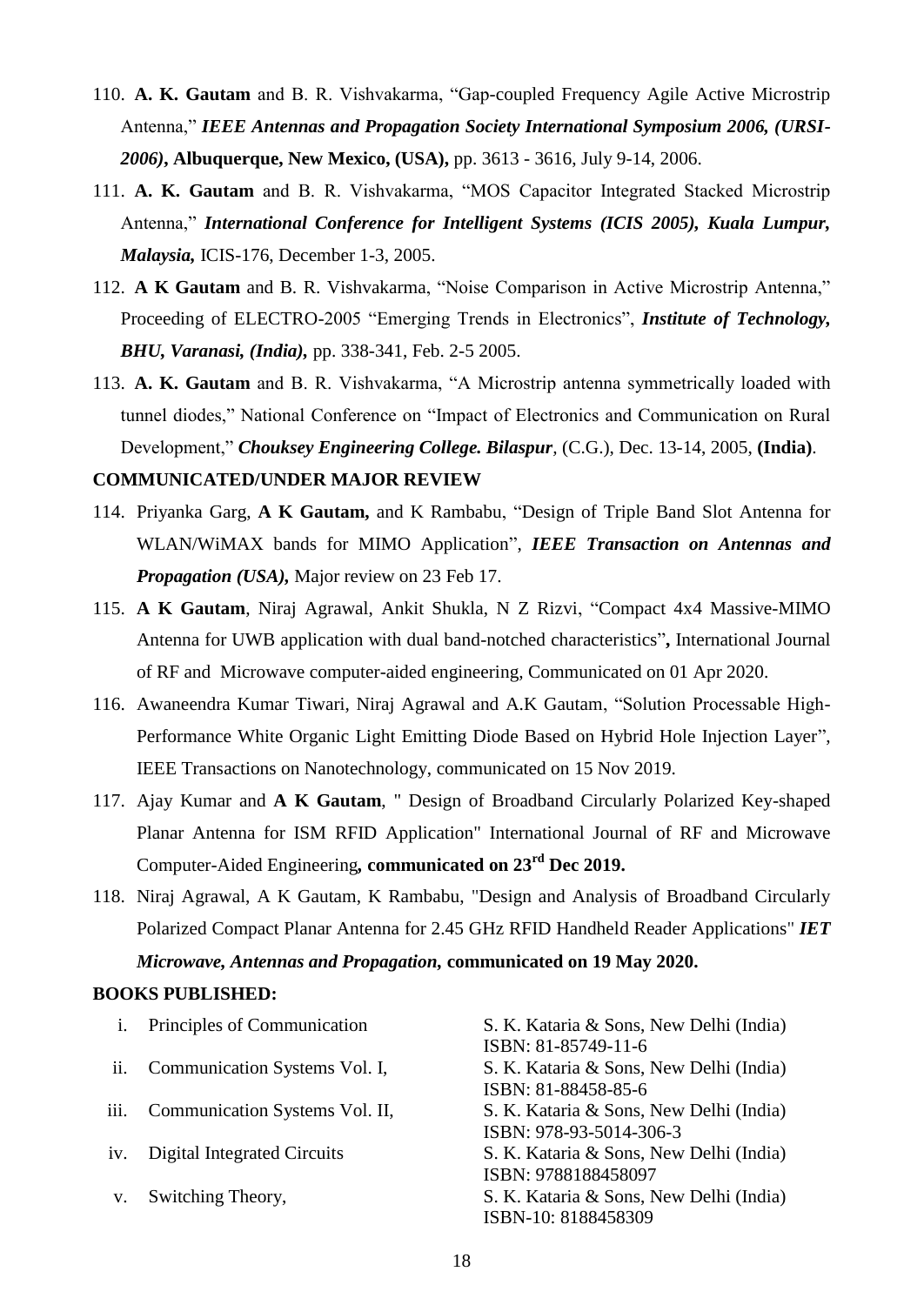110. **A. K. Gautam** and B. R. Vishvakarma, "Gap-coupled Frequency Agile Active Microstrip Antenna," ***IEEE Antennas and Propagation Society International Symposium 2006, (URSI-2006)*, Albuquerque, New Mexico, (USA),** pp. 3613 - 3616, July 9-14, 2006.
111. **A. K. Gautam** and B. R. Vishvakarma, "MOS Capacitor Integrated Stacked Microstrip Antenna," ***International Conference for Intelligent Systems (ICIS 2005), Kuala Lumpur, Malaysia,*** ICIS-176, December 1-3, 2005.
112. **A K Gautam** and B. R. Vishvakarma, "Noise Comparison in Active Microstrip Antenna," Proceeding of ELECTRO-2005 "Emerging Trends in Electronics", ***Institute of Technology, BHU, Varanasi, (India),*** pp. 338-341, Feb. 2-5 2005.
113. **A. K. Gautam** and B. R. Vishvakarma, "A Microstrip antenna symmetrically loaded with tunnel diodes," National Conference on "Impact of Electronics and Communication on Rural Development," ***Chouksey Engineering College. Bilaspur***, (C.G.), Dec. 13-14, 2005, **(India)**.

**COMMUNICATED/UNDER MAJOR REVIEW**

114. Priyanka Garg, **A K Gautam,** and K Rambabu, "Design of Triple Band Slot Antenna for WLAN/WiMAX bands for MIMO Application", ***IEEE Transaction on Antennas and Propagation (USA),*** Major review on 23 Feb 17.
115. **A K Gautam**, Niraj Agrawal, Ankit Shukla, N Z Rizvi, "Compact 4x4 Massive-MIMO Antenna for UWB application with dual band-notched characteristics"**,** International Journal of RF and Microwave computer-aided engineering, Communicated on 01 Apr 2020.
116. Awaneendra Kumar Tiwari, Niraj Agrawal and A.K Gautam, "Solution Processable High-Performance White Organic Light Emitting Diode Based on Hybrid Hole Injection Layer", IEEE Transactions on Nanotechnology, communicated on 15 Nov 2019.
117. Ajay Kumar and **A K Gautam**, " Design of Broadband Circularly Polarized Key-shaped Planar Antenna for ISM RFID Application" International Journal of RF and Microwave Computer-Aided Engineering***,*** **communicated on 23rd Dec 2019.**
118. Niraj Agrawal, A K Gautam, K Rambabu, "Design and Analysis of Broadband Circularly Polarized Compact Planar Antenna for 2.45 GHz RFID Handheld Reader Applications" ***IET Microwave, Antennas and Propagation,*** **communicated on 19 May 2020.**

**BOOKS PUBLISHED:**

| | Title | Publisher |
|---|---|---|
| i. | Principles of Communication | S. K. Kataria & Sons, New Delhi (India) ISBN: 81-85749-11-6 |
| ii. | Communication Systems Vol. I, | S. K. Kataria & Sons, New Delhi (India) ISBN: 81-88458-85-6 |
| iii. | Communication Systems Vol. II, | S. K. Kataria & Sons, New Delhi (India) ISBN: 978-93-5014-306-3 |
| iv. | Digital Integrated Circuits | S. K. Kataria & Sons, New Delhi (India) ISBN: 9788188458097 |
| v. | Switching Theory, | S. K. Kataria & Sons, New Delhi (India) ISBN-10: 8188458309 |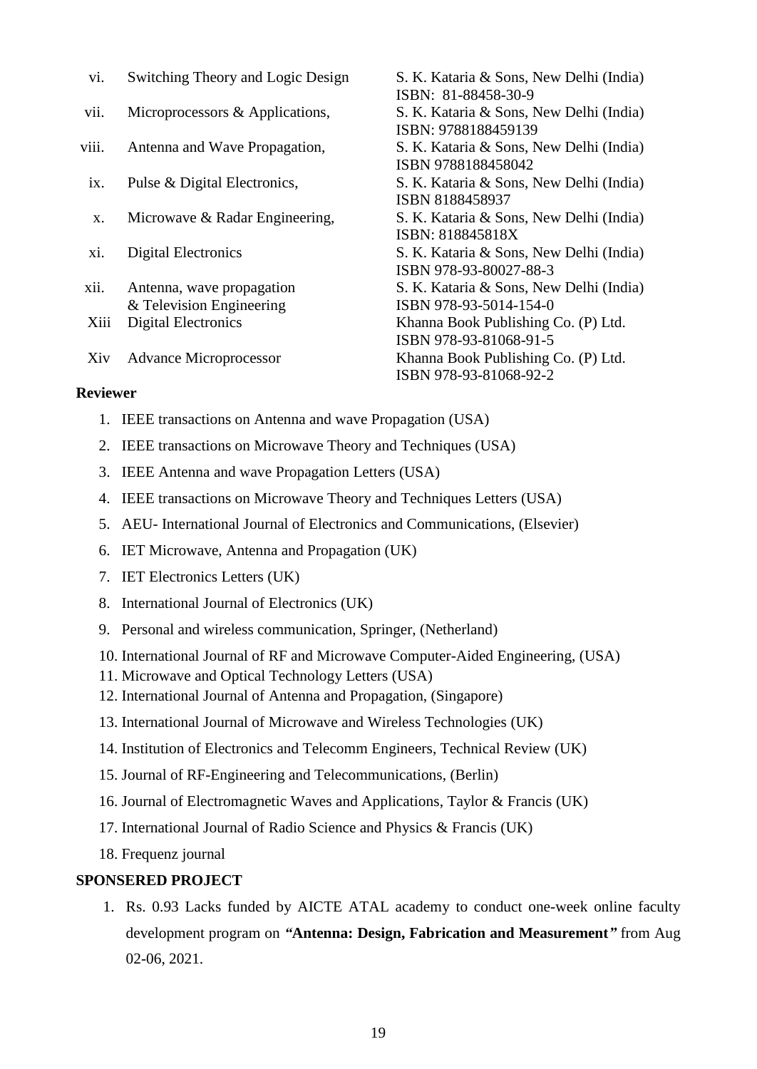| | | |
|---|---|---|
| vi. | Switching Theory and Logic Design | S. K. Kataria & Sons, New Delhi (India) ISBN: 81-88458-30-9 |
| vii. | Microprocessors & Applications, | S. K. Kataria & Sons, New Delhi (India) ISBN: 9788188459139 |
| viii. | Antenna and Wave Propagation, | S. K. Kataria & Sons, New Delhi (India) ISBN 9788188458042 |
| ix. | Pulse & Digital Electronics, | S. K. Kataria & Sons, New Delhi (India) ISBN 8188458937 |
| x. | Microwave & Radar Engineering, | S. K. Kataria & Sons, New Delhi (India) ISBN: 818845818X |
| xi. | Digital Electronics | S. K. Kataria & Sons, New Delhi (India) ISBN 978-93-80027-88-3 |
| xii. | Antenna, wave propagation & Television Engineering | S. K. Kataria & Sons, New Delhi (India) ISBN 978-93-5014-154-0 |
| Xiii | Digital Electronics | Khanna Book Publishing Co. (P) Ltd. ISBN 978-93-81068-91-5 |
| Xiv | Advance Microprocessor | Khanna Book Publishing Co. (P) Ltd. ISBN 978-93-81068-92-2 |

**Reviewer**

1. IEEE transactions on Antenna and wave Propagation (USA)
2. IEEE transactions on Microwave Theory and Techniques (USA)
3. IEEE Antenna and wave Propagation Letters (USA)
4. IEEE transactions on Microwave Theory and Techniques Letters (USA)
5. AEU- International Journal of Electronics and Communications, (Elsevier)
6. IET Microwave, Antenna and Propagation (UK)
7. IET Electronics Letters (UK)
8. International Journal of Electronics (UK)
9. Personal and wireless communication, Springer, (Netherland)
10. International Journal of RF and Microwave Computer-Aided Engineering, (USA)
11. Microwave and Optical Technology Letters (USA)
12. International Journal of Antenna and Propagation, (Singapore)
13. International Journal of Microwave and Wireless Technologies (UK)
14. Institution of Electronics and Telecomm Engineers, Technical Review (UK)
15. Journal of RF-Engineering and Telecommunications, (Berlin)
16. Journal of Electromagnetic Waves and Applications, Taylor & Francis (UK)
17. International Journal of Radio Science and Physics & Francis (UK)
18. Frequenz journal

**SPONSERED PROJECT**

1. Rs. 0.93 Lacks funded by AICTE ATAL academy to conduct one-week online faculty development program on ***"Antenna: Design, Fabrication and Measurement"*** from Aug 02-06, 2021.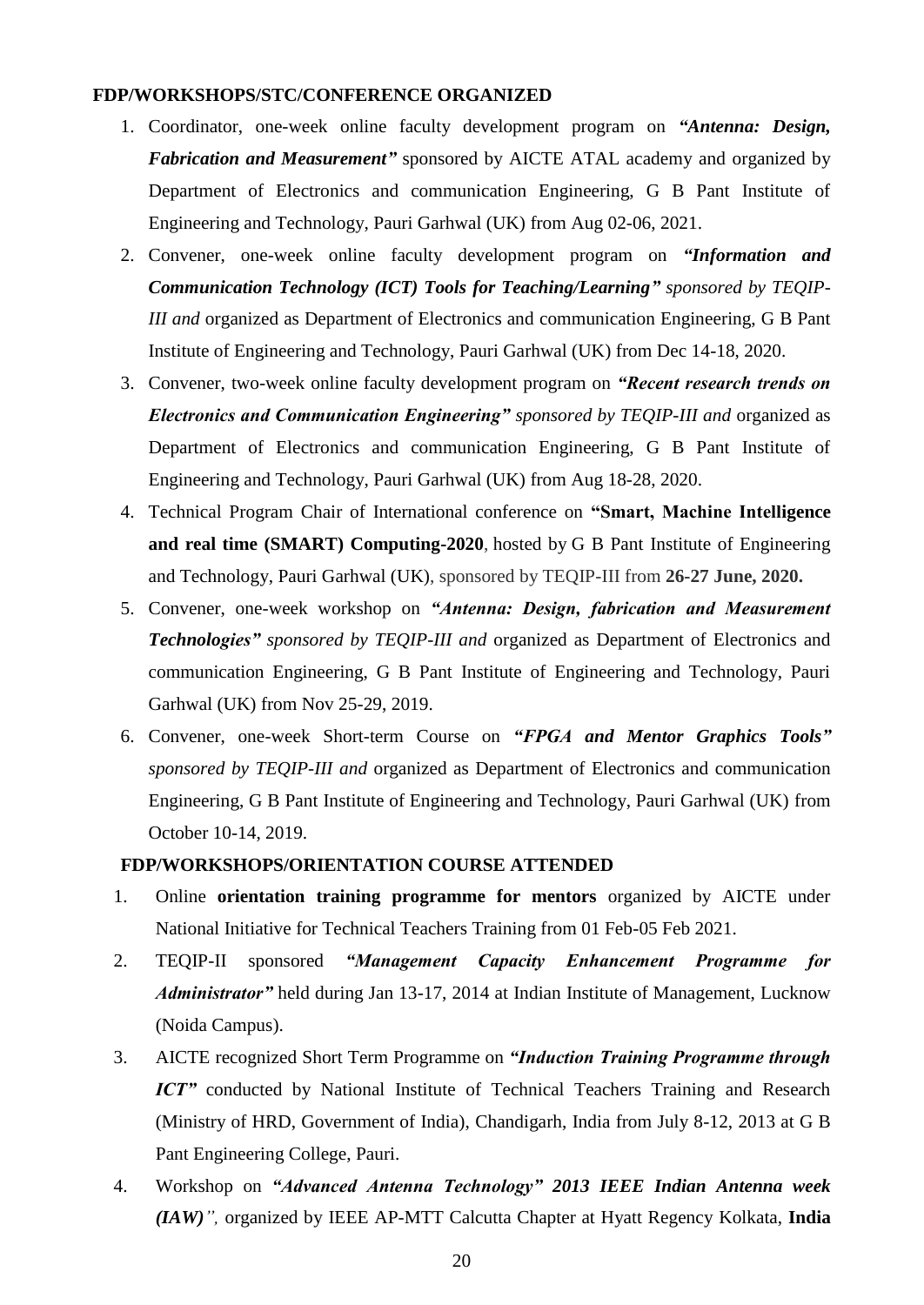### FDP/WORKSHOPS/STC/CONFERENCE ORGANIZED

1. Coordinator, one-week online faculty development program on ***"Antenna: Design, Fabrication and Measurement"*** sponsored by AICTE ATAL academy and organized by Department of Electronics and communication Engineering, G B Pant Institute of Engineering and Technology, Pauri Garhwal (UK) from Aug 02-06, 2021.
2. Convener, one-week online faculty development program on ***"Information and Communication Technology (ICT) Tools for Teaching/Learning"*** *sponsored by TEQIP-III and* organized as Department of Electronics and communication Engineering, G B Pant Institute of Engineering and Technology, Pauri Garhwal (UK) from Dec 14-18, 2020.
3. Convener, two-week online faculty development program on ***"Recent research trends on Electronics and Communication Engineering"*** *sponsored by TEQIP-III and* organized as Department of Electronics and communication Engineering, G B Pant Institute of Engineering and Technology, Pauri Garhwal (UK) from Aug 18-28, 2020.
4. Technical Program Chair of International conference on **"Smart, Machine Intelligence and real time (SMART) Computing-2020**, hosted by G B Pant Institute of Engineering and Technology, Pauri Garhwal (UK), sponsored by TEQIP-III from **26-27 June, 2020.**
5. Convener, one-week workshop on ***"Antenna: Design, fabrication and Measurement Technologies"*** *sponsored by TEQIP-III and* organized as Department of Electronics and communication Engineering, G B Pant Institute of Engineering and Technology, Pauri Garhwal (UK) from Nov 25-29, 2019.
6. Convener, one-week Short-term Course on ***"FPGA and Mentor Graphics Tools"*** *sponsored by TEQIP-III and* organized as Department of Electronics and communication Engineering, G B Pant Institute of Engineering and Technology, Pauri Garhwal (UK) from October 10-14, 2019.

### FDP/WORKSHOPS/ORIENTATION COURSE ATTENDED

1. Online **orientation training programme for mentors** organized by AICTE under National Initiative for Technical Teachers Training from 01 Feb-05 Feb 2021.
2. TEQIP-II sponsored ***"Management Capacity Enhancement Programme for Administrator"*** held during Jan 13-17, 2014 at Indian Institute of Management, Lucknow (Noida Campus).
3. AICTE recognized Short Term Programme on ***"Induction Training Programme through ICT"*** conducted by National Institute of Technical Teachers Training and Research (Ministry of HRD, Government of India), Chandigarh, India from July 8-12, 2013 at G B Pant Engineering College, Pauri.
4. Workshop on ***"Advanced Antenna Technology" 2013 IEEE Indian Antenna week (IAW)***", organized by IEEE AP-MTT Calcutta Chapter at Hyatt Regency Kolkata, **India**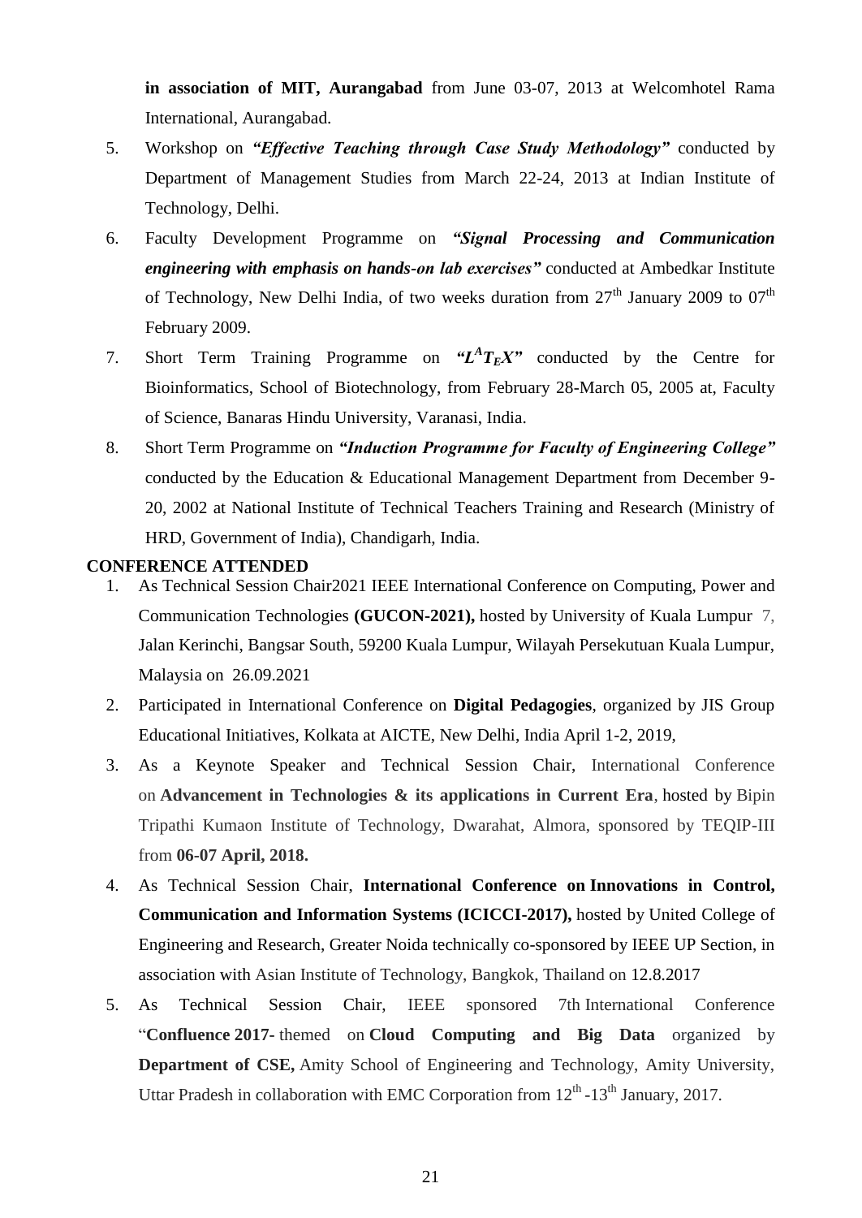**in association of MIT, Aurangabad** from June 03-07, 2013 at Welcomhotel Rama International, Aurangabad.

5. Workshop on ***"Effective Teaching through Case Study Methodology"*** conducted by Department of Management Studies from March 22-24, 2013 at Indian Institute of Technology, Delhi.
6. Faculty Development Programme on ***"Signal Processing and Communication engineering with emphasis on hands-on lab exercises"*** conducted at Ambedkar Institute of Technology, New Delhi India, of two weeks duration from 27th January 2009 to 07th February 2009.
7. Short Term Training Programme on ***"$L^AT_EX$"*** conducted by the Centre for Bioinformatics, School of Biotechnology, from February 28-March 05, 2005 at, Faculty of Science, Banaras Hindu University, Varanasi, India.
8. Short Term Programme on ***"Induction Programme for Faculty of Engineering College"*** conducted by the Education & Educational Management Department from December 9-20, 2002 at National Institute of Technical Teachers Training and Research (Ministry of HRD, Government of India), Chandigarh, India.

**CONFERENCE ATTENDED**

1. As Technical Session Chair2021 IEEE International Conference on Computing, Power and Communication Technologies **(GUCON-2021),** hosted by University of Kuala Lumpur 7, Jalan Kerinchi, Bangsar South, 59200 Kuala Lumpur, Wilayah Persekutuan Kuala Lumpur, Malaysia on 26.09.2021
2. Participated in International Conference on **Digital Pedagogies**, organized by JIS Group Educational Initiatives, Kolkata at AICTE, New Delhi, India April 1-2, 2019,
3. As a Keynote Speaker and Technical Session Chair, International Conference on **Advancement in Technologies & its applications in Current Era**, hosted by Bipin Tripathi Kumaon Institute of Technology, Dwarahat, Almora, sponsored by TEQIP-III from **06-07 April, 2018.**
4. As Technical Session Chair, **International Conference on Innovations in Control, Communication and Information Systems (ICICCI-2017),** hosted by United College of Engineering and Research, Greater Noida technically co-sponsored by IEEE UP Section, in association with Asian Institute of Technology, Bangkok, Thailand on 12.8.2017
5. As Technical Session Chair, IEEE sponsored 7th International Conference "**Confluence 2017**- themed on **Cloud Computing and Big Data** organized by **Department of CSE,** Amity School of Engineering and Technology, Amity University, Uttar Pradesh in collaboration with EMC Corporation from 12th -13th January, 2017.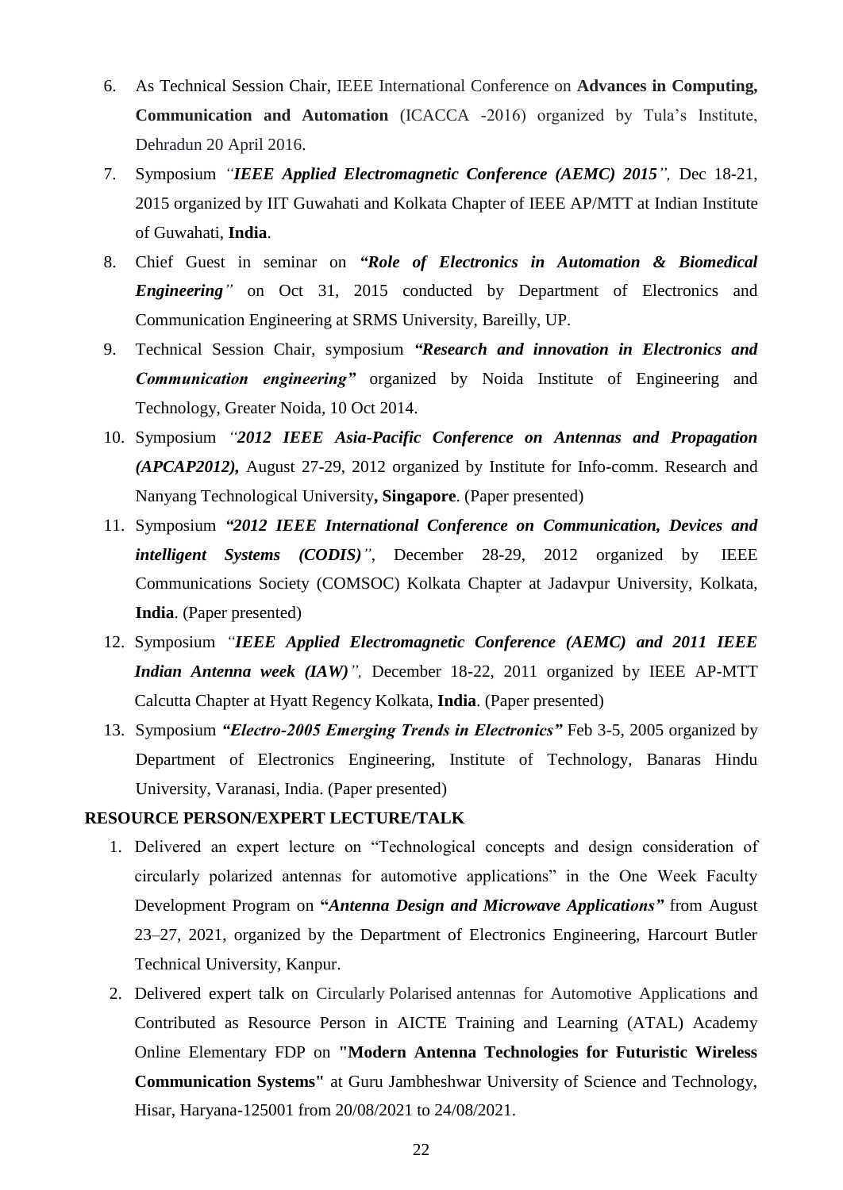6. As Technical Session Chair, IEEE International Conference on **Advances in Computing, Communication and Automation** (ICACCA -2016) organized by Tula's Institute, Dehradun 20 April 2016.
7. Symposium *"**IEEE Applied Electromagnetic Conference (AEMC) 2015**",* Dec 18-21, 2015 organized by IIT Guwahati and Kolkata Chapter of IEEE AP/MTT at Indian Institute of Guwahati, **India**.
8. Chief Guest in seminar on ***"Role of Electronics in Automation & Biomedical Engineering"*** on Oct 31, 2015 conducted by Department of Electronics and Communication Engineering at SRMS University, Bareilly, UP.
9. Technical Session Chair, symposium ***"Research and innovation in Electronics and Communication engineering"*** organized by Noida Institute of Engineering and Technology, Greater Noida, 10 Oct 2014.
10. Symposium *"**2012 IEEE Asia-Pacific Conference on Antennas and Propagation (APCAP2012),*** August 27-29, 2012 organized by Institute for Info-comm. Research and Nanyang Technological University**, Singapore**. (Paper presented)
11. Symposium ***"2012 IEEE International Conference on Communication, Devices and intelligent Systems (CODIS)"***, December 28-29, 2012 organized by IEEE Communications Society (COMSOC) Kolkata Chapter at Jadavpur University, Kolkata, **India**. (Paper presented)
12. Symposium *"**IEEE Applied Electromagnetic Conference (AEMC) and 2011 IEEE Indian Antenna week (IAW)**",* December 18-22, 2011 organized by IEEE AP-MTT Calcutta Chapter at Hyatt Regency Kolkata, **India**. (Paper presented)
13. Symposium ***"Electro-2005 Emerging Trends in Electronics"*** Feb 3-5, 2005 organized by Department of Electronics Engineering, Institute of Technology, Banaras Hindu University, Varanasi, India. (Paper presented)

**RESOURCE PERSON/EXPERT LECTURE/TALK**

1. Delivered an expert lecture on "Technological concepts and design consideration of circularly polarized antennas for automotive applications" in the One Week Faculty Development Program on **"*Antenna Design and Microwave Applications"*** from August 23–27, 2021, organized by the Department of Electronics Engineering, Harcourt Butler Technical University, Kanpur.
2. Delivered expert talk on Circularly Polarised antennas for Automotive Applications and Contributed as Resource Person in AICTE Training and Learning (ATAL) Academy Online Elementary FDP on **"Modern Antenna Technologies for Futuristic Wireless Communication Systems"** at Guru Jambheshwar University of Science and Technology, Hisar, Haryana-125001 from 20/08/2021 to 24/08/2021.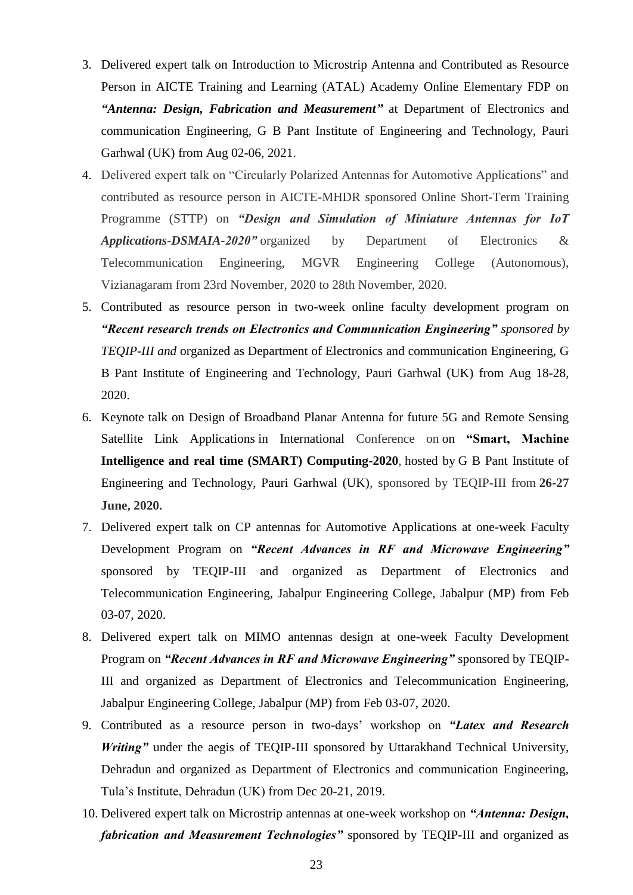3. Delivered expert talk on Introduction to Microstrip Antenna and Contributed as Resource Person in AICTE Training and Learning (ATAL) Academy Online Elementary FDP on ***"Antenna: Design, Fabrication and Measurement"*** at Department of Electronics and communication Engineering, G B Pant Institute of Engineering and Technology, Pauri Garhwal (UK) from Aug 02-06, 2021.
4. Delivered expert talk on "Circularly Polarized Antennas for Automotive Applications" and contributed as resource person in AICTE-MHDR sponsored Online Short-Term Training Programme (STTP) on ***"Design and Simulation of Miniature Antennas for IoT Applications-DSMAIA-2020"*** organized by Department of Electronics & Telecommunication Engineering, MGVR Engineering College (Autonomous), Vizianagaram from 23rd November, 2020 to 28th November, 2020.
5. Contributed as resource person in two-week online faculty development program on ***"Recent research trends on Electronics and Communication Engineering"*** *sponsored by TEQIP-III and* organized as Department of Electronics and communication Engineering, G B Pant Institute of Engineering and Technology, Pauri Garhwal (UK) from Aug 18-28, 2020.
6. Keynote talk on Design of Broadband Planar Antenna for future 5G and Remote Sensing Satellite Link Applications in International Conference on on **"Smart, Machine Intelligence and real time (SMART) Computing-2020**, hosted by G B Pant Institute of Engineering and Technology, Pauri Garhwal (UK), sponsored by TEQIP-III from **26-27 June, 2020.**
7. Delivered expert talk on CP antennas for Automotive Applications at one-week Faculty Development Program on ***"Recent Advances in RF and Microwave Engineering"*** sponsored by TEQIP-III and organized as Department of Electronics and Telecommunication Engineering, Jabalpur Engineering College, Jabalpur (MP) from Feb 03-07, 2020.
8. Delivered expert talk on MIMO antennas design at one-week Faculty Development Program on ***"Recent Advances in RF and Microwave Engineering"*** sponsored by TEQIP-III and organized as Department of Electronics and Telecommunication Engineering, Jabalpur Engineering College, Jabalpur (MP) from Feb 03-07, 2020.
9. Contributed as a resource person in two-days' workshop on ***"Latex and Research Writing"*** under the aegis of TEQIP-III sponsored by Uttarakhand Technical University, Dehradun and organized as Department of Electronics and communication Engineering, Tula's Institute, Dehradun (UK) from Dec 20-21, 2019.
10. Delivered expert talk on Microstrip antennas at one-week workshop on ***"Antenna: Design, fabrication and Measurement Technologies"*** sponsored by TEQIP-III and organized as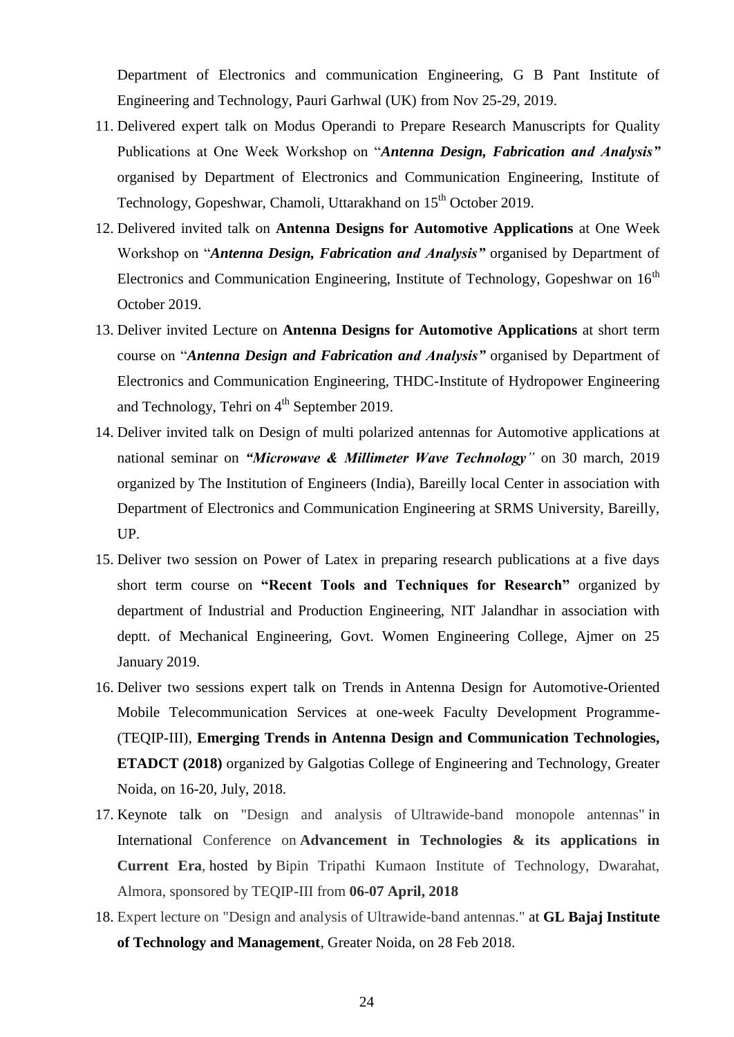Department of Electronics and communication Engineering, G B Pant Institute of Engineering and Technology, Pauri Garhwal (UK) from Nov 25-29, 2019.

11. Delivered expert talk on Modus Operandi to Prepare Research Manuscripts for Quality Publications at One Week Workshop on "***Antenna Design, Fabrication and Analysis"*** organised by Department of Electronics and Communication Engineering, Institute of Technology, Gopeshwar, Chamoli, Uttarakhand on 15th October 2019.
12. Delivered invited talk on **Antenna Designs for Automotive Applications** at One Week Workshop on "***Antenna Design, Fabrication and Analysis"*** organised by Department of Electronics and Communication Engineering, Institute of Technology, Gopeshwar on 16th October 2019.
13. Deliver invited Lecture on **Antenna Designs for Automotive Applications** at short term course on "***Antenna Design and Fabrication and Analysis"*** organised by Department of Electronics and Communication Engineering, THDC-Institute of Hydropower Engineering and Technology, Tehri on 4th September 2019.
14. Deliver invited talk on Design of multi polarized antennas for Automotive applications at national seminar on ***"Microwave & Millimeter Wave Technology"*** on 30 march, 2019 organized by The Institution of Engineers (India), Bareilly local Center in association with Department of Electronics and Communication Engineering at SRMS University, Bareilly, UP.
15. Deliver two session on Power of Latex in preparing research publications at a five days short term course on **"Recent Tools and Techniques for Research"** organized by department of Industrial and Production Engineering, NIT Jalandhar in association with deptt. of Mechanical Engineering, Govt. Women Engineering College, Ajmer on 25 January 2019.
16. Deliver two sessions expert talk on Trends in Antenna Design for Automotive-Oriented Mobile Telecommunication Services at one-week Faculty Development Programme-(TEQIP-III), **Emerging Trends in Antenna Design and Communication Technologies, ETADCT (2018)** organized by Galgotias College of Engineering and Technology, Greater Noida, on 16-20, July, 2018.
17. Keynote talk on "Design and analysis of Ultrawide-band monopole antennas" in International Conference on **Advancement in Technologies & its applications in Current Era**, hosted by Bipin Tripathi Kumaon Institute of Technology, Dwarahat, Almora, sponsored by TEQIP-III from **06-07 April, 2018**
18. Expert lecture on "Design and analysis of Ultrawide-band antennas." at **GL Bajaj Institute of Technology and Management**, Greater Noida, on 28 Feb 2018.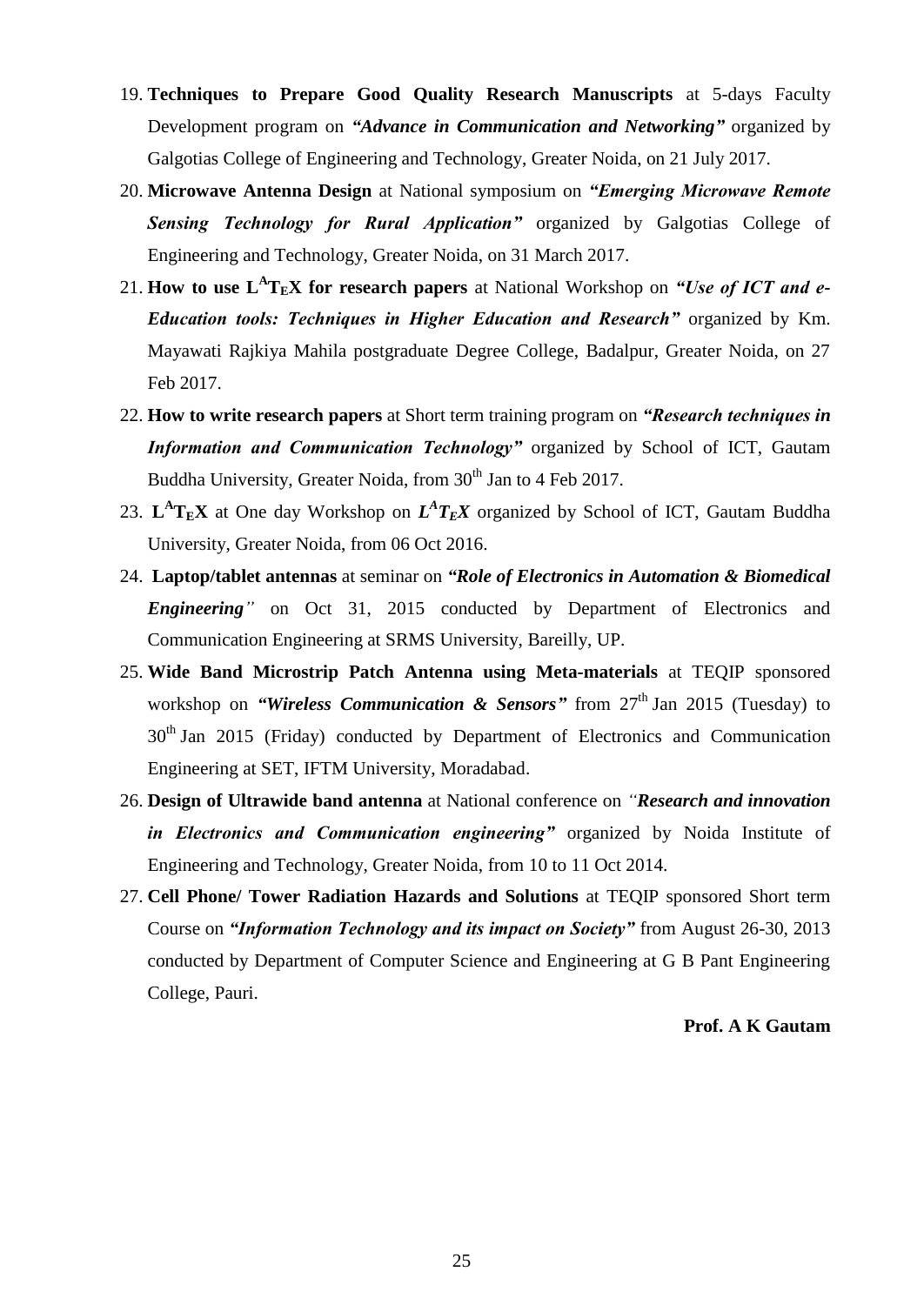19. **Techniques to Prepare Good Quality Research Manuscripts** at 5-days Faculty Development program on ***"Advance in Communication and Networking"*** organized by Galgotias College of Engineering and Technology, Greater Noida, on 21 July 2017.
20. **Microwave Antenna Design** at National symposium on ***"Emerging Microwave Remote Sensing Technology for Rural Application"*** organized by Galgotias College of Engineering and Technology, Greater Noida, on 31 March 2017.
21. **How to use LATEX for research papers** at National Workshop on ***"Use of ICT and e-Education tools: Techniques in Higher Education and Research"*** organized by Km. Mayawati Rajkiya Mahila postgraduate Degree College, Badalpur, Greater Noida, on 27 Feb 2017.
22. **How to write research papers** at Short term training program on ***"Research techniques in Information and Communication Technology"*** organized by School of ICT, Gautam Buddha University, Greater Noida, from 30th Jan to 4 Feb 2017.
23. **LATEX** at One day Workshop on ***LATEX*** organized by School of ICT, Gautam Buddha University, Greater Noida, from 06 Oct 2016.
24. **Laptop/tablet antennas** at seminar on ***"Role of Electronics in Automation & Biomedical Engineering"*** on Oct 31, 2015 conducted by Department of Electronics and Communication Engineering at SRMS University, Bareilly, UP.
25. **Wide Band Microstrip Patch Antenna using Meta-materials** at TEQIP sponsored workshop on ***"Wireless Communication & Sensors"*** from 27th Jan 2015 (Tuesday) to 30th Jan 2015 (Friday) conducted by Department of Electronics and Communication Engineering at SET, IFTM University, Moradabad.
26. **Design of Ultrawide band antenna** at National conference on ***"Research and innovation in Electronics and Communication engineering"*** organized by Noida Institute of Engineering and Technology, Greater Noida, from 10 to 11 Oct 2014.
27. **Cell Phone/ Tower Radiation Hazards and Solutions** at TEQIP sponsored Short term Course on ***"Information Technology and its impact on Society"*** from August 26-30, 2013 conducted by Department of Computer Science and Engineering at G B Pant Engineering College, Pauri.

**Prof. A K Gautam**